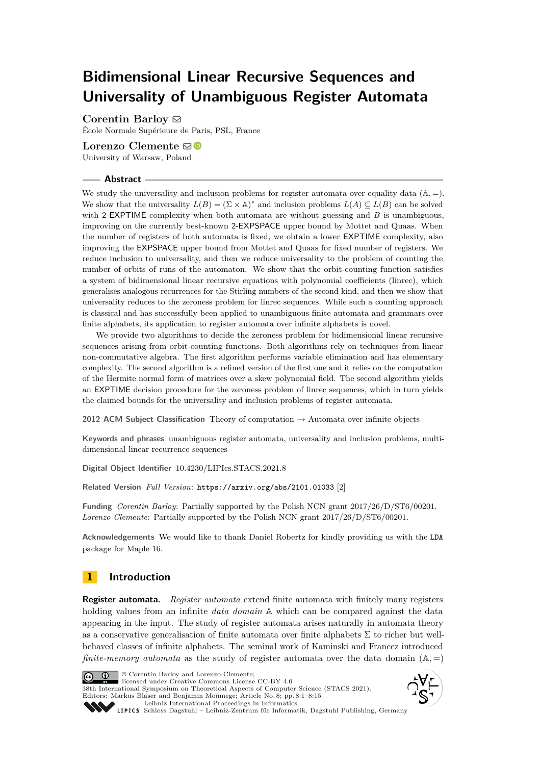# Bidimensional Linear Recursive Sequences and Universality of Unambiguous Register Automata

**Corentin Barloy** ✉

École Normale Supérieure de Paris, PSL, France

**Lorenzo Clemente** ✉

University of Warsaw, Poland

## Abstract

We study the universality and inclusion problems for register automata over equality data $(\mathbb{A}, =)$. We show that the universality $L(B) = (\Sigma \times \mathbb{A})^*$ and inclusion problems $L(A) \subseteq L(B)$ can be solved with 2-EXPTIME complexity when both automata are without guessing and $B$ is unambiguous, improving on the currently best-known 2-EXPSPACE upper bound by Mottet and Quaas. When the number of registers of both automata is fixed, we obtain a lower EXPTIME complexity, also improving the EXPSPACE upper bound from Mottet and Quaas for fixed number of registers. We reduce inclusion to universality, and then we reduce universality to the problem of counting the number of orbits of runs of the automaton. We show that the orbit-counting function satisfies a system of bidimensional linear recursive equations with polynomial coefficients (linrec), which generalises analogous recurrences for the Stirling numbers of the second kind, and then we show that universality reduces to the zeroness problem for linrec sequences. While such a counting approach is classical and has successfully been applied to unambiguous finite automata and grammars over finite alphabets, its application to register automata over infinite alphabets is novel.

We provide two algorithms to decide the zeroness problem for bidimensional linear recursive sequences arising from orbit-counting functions. Both algorithms rely on techniques from linear non-commutative algebra. The first algorithm performs variable elimination and has elementary complexity. The second algorithm is a refined version of the first one and it relies on the computation of the Hermite normal form of matrices over a skew polynomial field. The second algorithm yields an EXPTIME decision procedure for the zeroness problem of linrec sequences, which in turn yields the claimed bounds for the universality and inclusion problems of register automata.

**2012 ACM Subject Classification** Theory of computation → Automata over infinite objects

**Keywords and phrases** unambiguous register automata, universality and inclusion problems, multi-dimensional linear recurrence sequences

**Digital Object Identifier** 10.4230/LIPIcs.STACS.2021.8

**Related Version** *Full Version*: https://arxiv.org/abs/2101.01033 [2]

**Funding** *Corentin Barloy*: Partially supported by the Polish NCN grant 2017/26/D/ST6/00201. *Lorenzo Clemente*: Partially supported by the Polish NCN grant 2017/26/D/ST6/00201.

**Acknowledgements** We would like to thank Daniel Robertz for kindly providing us with the LDA package for Maple 16.

## 1 Introduction

**Register automata.** *Register automata* extend finite automata with finitely many registers holding values from an infinite *data domain* $\mathbb{A}$ which can be compared against the data appearing in the input. The study of register automata arises naturally in automata theory as a conservative generalisation of finite automata over finite alphabets $\Sigma$ to richer but well-behaved classes of infinite alphabets. The seminal work of Kaminski and Francez introduced *finite-memory automata* as the study of register automata over the data domain $(\mathbb{A}, =)$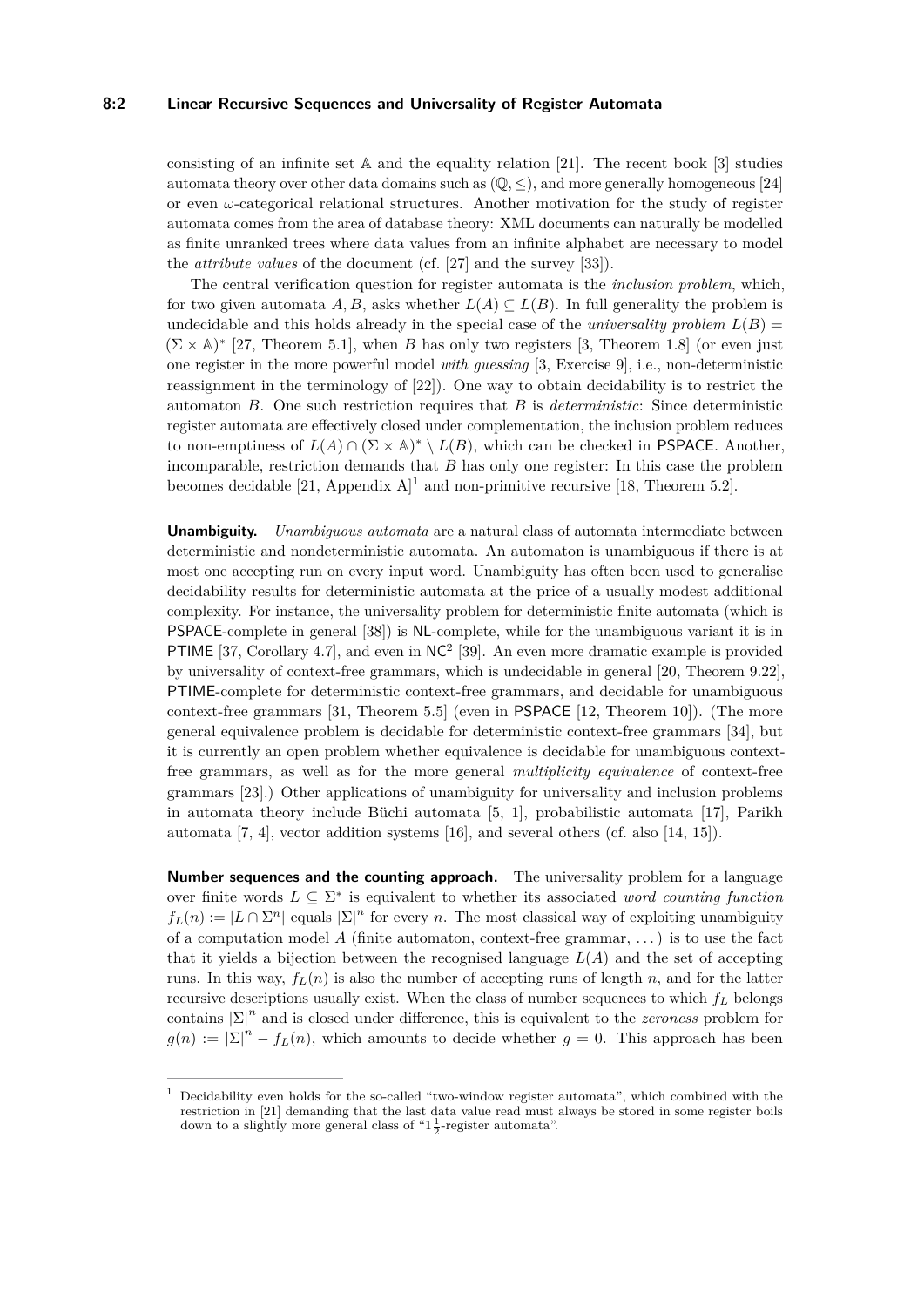consisting of an infinite set $\mathbb{A}$ and the equality relation [21]. The recent book [3] studies automata theory over other data domains such as $(\mathbb{Q}, \leq)$, and more generally homogeneous [24] or even $\omega$-categorical relational structures. Another motivation for the study of register automata comes from the area of database theory: XML documents can naturally be modelled as finite unranked trees where data values from an infinite alphabet are necessary to model the *attribute values* of the document (cf. [27] and the survey [33]).

The central verification question for register automata is the *inclusion problem*, which, for two given automata $A, B$, asks whether $L(A) \subseteq L(B)$. In full generality the problem is undecidable and this holds already in the special case of the *universality problem* $L(B) = (\Sigma \times \mathbb{A})^*$ [27, Theorem 5.1], when $B$ has only two registers [3, Theorem 1.8] (or even just one register in the more powerful model *with guessing* [3, Exercise 9], i.e., non-deterministic reassignment in the terminology of [22]). One way to obtain decidability is to restrict the automaton $B$. One such restriction requires that $B$ is *deterministic*: Since deterministic register automata are effectively closed under complementation, the inclusion problem reduces to non-emptiness of $L(A) \cap (\Sigma \times \mathbb{A})^* \setminus L(B)$, which can be checked in PSPACE. Another, incomparable, restriction demands that $B$ has only one register: In this case the problem becomes decidable [21, Appendix A][1] and non-primitive recursive [18, Theorem 5.2].

**Unambiguity.** *Unambiguous automata* are a natural class of automata intermediate between deterministic and nondeterministic automata. An automaton is unambiguous if there is at most one accepting run on every input word. Unambiguity has often been used to generalise decidability results for deterministic automata at the price of a usually modest additional complexity. For instance, the universality problem for deterministic finite automata (which is PSPACE-complete in general [38]) is NL-complete, while for the unambiguous variant it is in PTIME [37, Corollary 4.7], and even in $\mathsf{NC}^2$ [39]. An even more dramatic example is provided by universality of context-free grammars, which is undecidable in general [20, Theorem 9.22], PTIME-complete for deterministic context-free grammars, and decidable for unambiguous context-free grammars [31, Theorem 5.5] (even in PSPACE [12, Theorem 10]). (The more general equivalence problem is decidable for deterministic context-free grammars [34], but it is currently an open problem whether equivalence is decidable for unambiguous context-free grammars, as well as for the more general *multiplicity equivalence* of context-free grammars [23].) Other applications of unambiguity for universality and inclusion problems in automata theory include Büchi automata [5, 1], probabilistic automata [17], Parikh automata [7, 4], vector addition systems [16], and several others (cf. also [14, 15]).

**Number sequences and the counting approach.** The universality problem for a language over finite words $L \subseteq \Sigma^*$ is equivalent to whether its associated *word counting function* $f_L(n) := |L \cap \Sigma^n|$ equals $|\Sigma|^n$ for every $n$. The most classical way of exploiting unambiguity of a computation model $A$ (finite automaton, context-free grammar, ...) is to use the fact that it yields a bijection between the recognised language $L(A)$ and the set of accepting runs. In this way, $f_L(n)$ is also the number of accepting runs of length $n$, and for the latter recursive descriptions usually exist. When the class of number sequences to which $f_L$ belongs contains $|\Sigma|^n$ and is closed under difference, this is equivalent to the *zeroness* problem for $g(n) := |\Sigma|^n - f_L(n)$, which amounts to decide whether $g = 0$. This approach has been

[1] Decidability even holds for the so-called "two-window register automata", which combined with the restriction in [21] demanding that the last data value read must always be stored in some register boils down to a slightly more general class of "$1\frac{1}{2}$-register automata".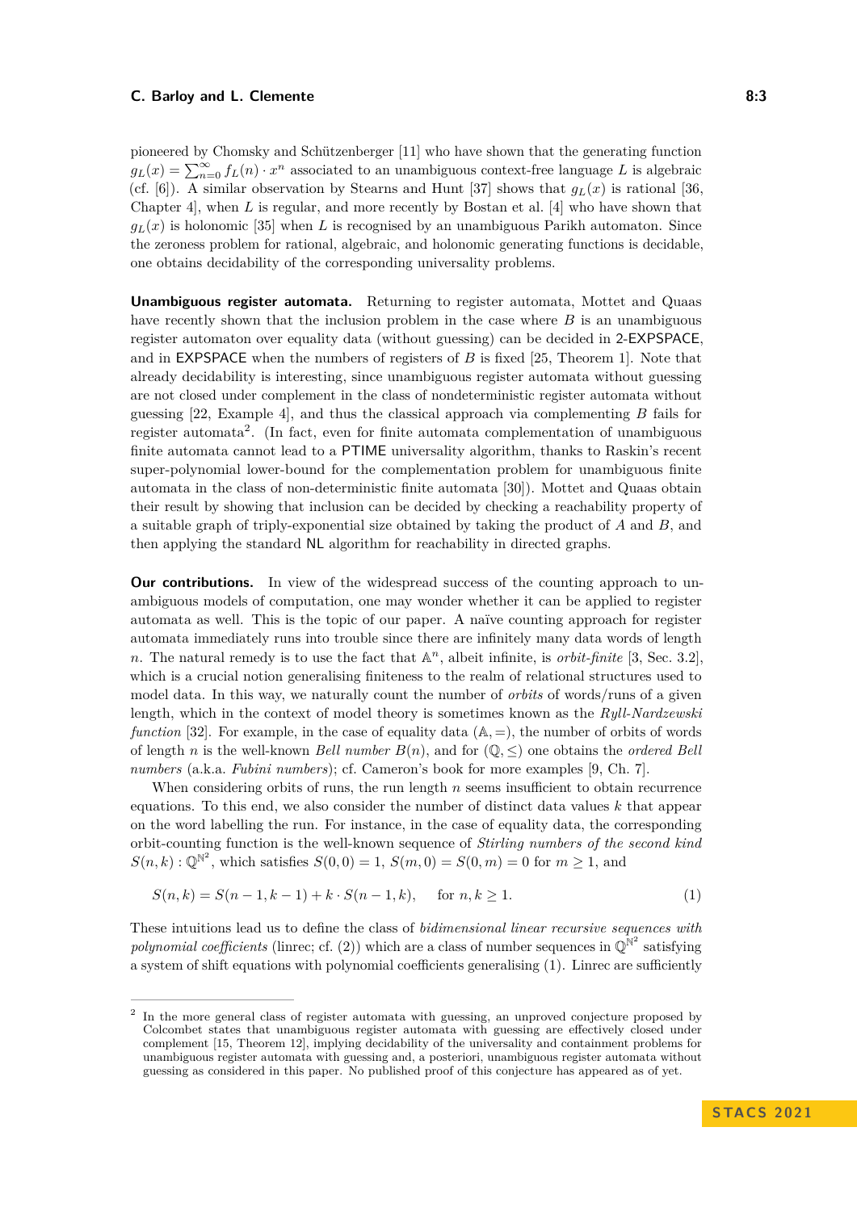pioneered by Chomsky and Schützenberger [11] who have shown that the generating function $g_L(x) = \sum_{n=0}^{\infty} f_L(n) \cdot x^n$ associated to an unambiguous context-free language $L$ is algebraic (cf. [6]). A similar observation by Stearns and Hunt [37] shows that $g_L(x)$ is rational [36, Chapter 4], when $L$ is regular, and more recently by Bostan et al. [4] who have shown that $g_L(x)$ is holonomic [35] when $L$ is recognised by an unambiguous Parikh automaton. Since the zeroness problem for rational, algebraic, and holonomic generating functions is decidable, one obtains decidability of the corresponding universality problems.

**Unambiguous register automata.** Returning to register automata, Mottet and Quaas have recently shown that the inclusion problem in the case where $B$ is an unambiguous register automaton over equality data (without guessing) can be decided in 2-EXPSPACE, and in EXPSPACE when the numbers of registers of $B$ is fixed [25, Theorem 1]. Note that already decidability is interesting, since unambiguous register automata without guessing are not closed under complement in the class of nondeterministic register automata without guessing [22, Example 4], and thus the classical approach via complementing $B$ fails for register automata[2]. (In fact, even for finite automata complementation of unambiguous finite automata cannot lead to a PTIME universality algorithm, thanks to Raskin's recent super-polynomial lower-bound for the complementation problem for unambiguous finite automata in the class of non-deterministic finite automata [30]). Mottet and Quaas obtain their result by showing that inclusion can be decided by checking a reachability property of a suitable graph of triply-exponential size obtained by taking the product of $A$ and $B$, and then applying the standard NL algorithm for reachability in directed graphs.

**Our contributions.** In view of the widespread success of the counting approach to unambiguous models of computation, one may wonder whether it can be applied to register automata as well. This is the topic of our paper. A naïve counting approach for register automata immediately runs into trouble since there are infinitely many data words of length $n$. The natural remedy is to use the fact that $\mathbb{A}^n$, albeit infinite, is *orbit-finite* [3, Sec. 3.2], which is a crucial notion generalising finiteness to the realm of relational structures used to model data. In this way, we naturally count the number of *orbits* of words/runs of a given length, which in the context of model theory is sometimes known as the *Ryll-Nardzewski function* [32]. For example, in the case of equality data $(\mathbb{A}, =)$, the number of orbits of words of length $n$ is the well-known *Bell number* $B(n)$, and for $(\mathbb{Q}, \leq)$ one obtains the *ordered Bell numbers* (a.k.a. *Fubini numbers*); cf. Cameron's book for more examples [9, Ch. 7].

When considering orbits of runs, the run length $n$ seems insufficient to obtain recurrence equations. To this end, we also consider the number of distinct data values $k$ that appear on the word labelling the run. For instance, in the case of equality data, the corresponding orbit-counting function is the well-known sequence of *Stirling numbers of the second kind* $S(n, k) : \mathbb{Q}^{\mathbb{N}^2}$, which satisfies $S(0, 0) = 1$, $S(m, 0) = S(0, m) = 0$ for $m \geq 1$, and

$$S(n, k) = S(n - 1, k - 1) + k \cdot S(n - 1, k), \qquad \text{for } n, k \geq 1. \tag{1}$$

These intuitions lead us to define the class of *bidimensional linear recursive sequences with polynomial coefficients* (linrec; cf. (2)) which are a class of number sequences in $\mathbb{Q}^{\mathbb{N}^2}$ satisfying a system of shift equations with polynomial coefficients generalising (1). Linrec are sufficiently

[2] In the more general class of register automata with guessing, an unproved conjecture proposed by Colcombet states that unambiguous register automata with guessing are effectively closed under complement [15, Theorem 12], implying decidability of the universality and containment problems for unambiguous register automata with guessing and, a posteriori, unambiguous register automata without guessing as considered in this paper. No published proof of this conjecture has appeared as of yet.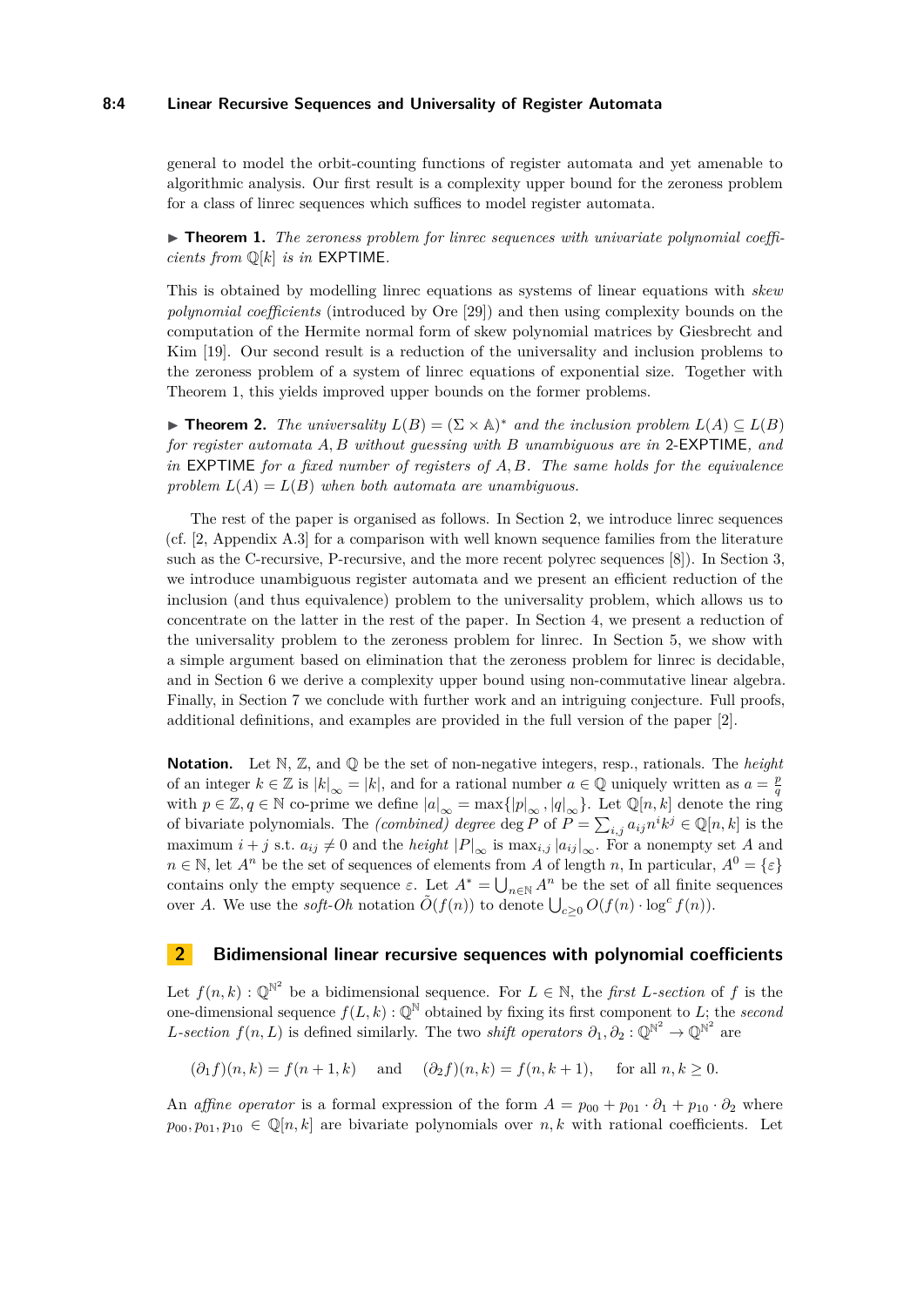general to model the orbit-counting functions of register automata and yet amenable to algorithmic analysis. Our first result is a complexity upper bound for the zeroness problem for a class of linrec sequences which suffices to model register automata.

▶ **Theorem 1.** *The zeroness problem for linrec sequences with univariate polynomial coefficients from* $\mathbb{Q}[k]$ *is in* EXPTIME*.*

This is obtained by modelling linrec equations as systems of linear equations with *skew polynomial coefficients* (introduced by Ore [29]) and then using complexity bounds on the computation of the Hermite normal form of skew polynomial matrices by Giesbrecht and Kim [19]. Our second result is a reduction of the universality and inclusion problems to the zeroness problem of a system of linrec equations of exponential size. Together with Theorem 1, this yields improved upper bounds on the former problems.

▶ **Theorem 2.** *The universality* $L(B) = (\Sigma \times \mathbb{A})^*$ *and the inclusion problem* $L(A) \subseteq L(B)$ *for register automata* $A, B$ *without guessing with* $B$ *unambiguous are in* 2-EXPTIME*, and in* EXPTIME *for a fixed number of registers of* $A, B$*. The same holds for the equivalence problem* $L(A) = L(B)$ *when both automata are unambiguous.*

The rest of the paper is organised as follows. In Section 2, we introduce linrec sequences (cf. [2, Appendix A.3] for a comparison with well known sequence families from the literature such as the C-recursive, P-recursive, and the more recent polyrec sequences [8]). In Section 3, we introduce unambiguous register automata and we present an efficient reduction of the inclusion (and thus equivalence) problem to the universality problem, which allows us to concentrate on the latter in the rest of the paper. In Section 4, we present a reduction of the universality problem to the zeroness problem for linrec. In Section 5, we show with a simple argument based on elimination that the zeroness problem for linrec is decidable, and in Section 6 we derive a complexity upper bound using non-commutative linear algebra. Finally, in Section 7 we conclude with further work and an intriguing conjecture. Full proofs, additional definitions, and examples are provided in the full version of the paper [2].

**Notation.** Let $\mathbb{N}$, $\mathbb{Z}$, and $\mathbb{Q}$ be the set of non-negative integers, resp., rationals. The *height* of an integer $k \in \mathbb{Z}$ is $|k|_\infty = |k|$, and for a rational number $a \in \mathbb{Q}$ uniquely written as $a = \frac{p}{q}$ with $p \in \mathbb{Z}, q \in \mathbb{N}$ co-prime we define $|a|_\infty = \max\{|p|_\infty, |q|_\infty\}$. Let $\mathbb{Q}[n, k]$ denote the ring of bivariate polynomials. The *(combined) degree* $\deg P$ of $P = \sum_{i,j} a_{ij} n^i k^j \in \mathbb{Q}[n, k]$ is the maximum $i + j$ s.t. $a_{ij} \neq 0$ and the *height* $|P|_\infty$ is $\max_{i,j} |a_{ij}|_\infty$. For a nonempty set $A$ and $n \in \mathbb{N}$, let $A^n$ be the set of sequences of elements from $A$ of length $n$, In particular, $A^0 = \{\varepsilon\}$ contains only the empty sequence $\varepsilon$. Let $A^* = \bigcup_{n \in \mathbb{N}} A^n$ be the set of all finite sequences over $A$. We use the *soft-Oh* notation $\tilde{O}(f(n))$ to denote $\bigcup_{c \geq 0} O(f(n) \cdot \log^c f(n))$.

## 2 Bidimensional linear recursive sequences with polynomial coefficients

Let $f(n, k) : \mathbb{Q}^{\mathbb{N}^2}$ be a bidimensional sequence. For $L \in \mathbb{N}$, the *first $L$-section* of $f$ is the one-dimensional sequence $f(L, k) : \mathbb{Q}^{\mathbb{N}}$ obtained by fixing its first component to $L$; the *second $L$-section* $f(n, L)$ is defined similarly. The two *shift operators* $\partial_1, \partial_2 : \mathbb{Q}^{\mathbb{N}^2} \to \mathbb{Q}^{\mathbb{N}^2}$ are

$$(\partial_1 f)(n, k) = f(n + 1, k) \quad \text{and} \quad (\partial_2 f)(n, k) = f(n, k + 1), \quad \text{for all } n, k \geq 0.$$

An *affine operator* is a formal expression of the form $A = p_{00} + p_{01} \cdot \partial_1 + p_{10} \cdot \partial_2$ where $p_{00}, p_{01}, p_{10} \in \mathbb{Q}[n, k]$ are bivariate polynomials over $n, k$ with rational coefficients. Let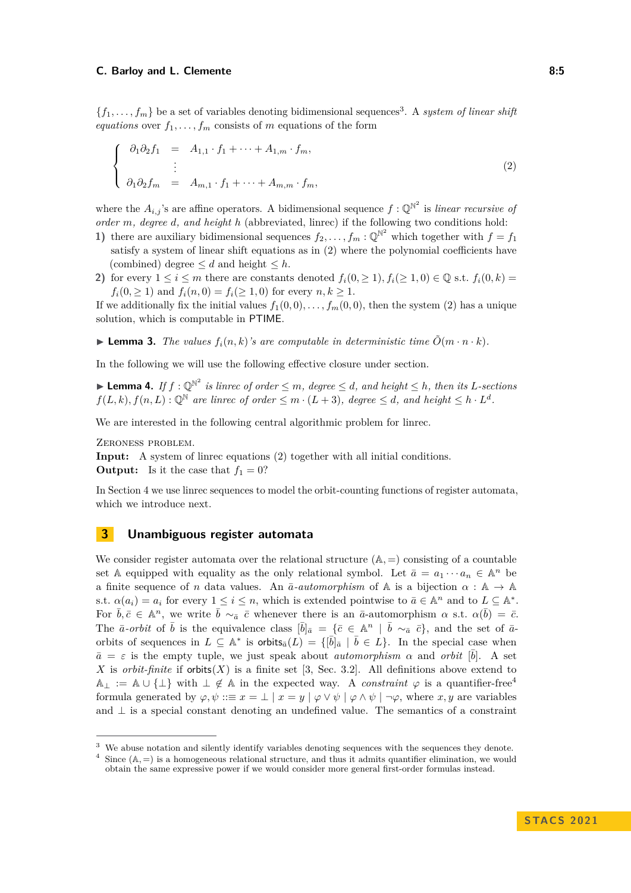$\{f_1, \ldots, f_m\}$ be a set of variables denoting bidimensional sequences[3]. A *system of linear shift equations* over $f_1, \ldots, f_m$ consists of $m$ equations of the form

$$\begin{cases} \partial_1 \partial_2 f_1 &= A_{1,1} \cdot f_1 + \cdots + A_{1,m} \cdot f_m, \\ &\vdots \\ \partial_1 \partial_2 f_m &= A_{m,1} \cdot f_1 + \cdots + A_{m,m} \cdot f_m, \end{cases} \tag{2}$$

where the $A_{i,j}$'s are affine operators. A bidimensional sequence $f : \mathbb{Q}^{\mathbb{N}^2}$ is *linear recursive of order $m$, degree $d$, and height $h$* (abbreviated, linrec) if the following two conditions hold:

**1)** there are auxiliary bidimensional sequences $f_2, \ldots, f_m : \mathbb{Q}^{\mathbb{N}^2}$ which together with $f = f_1$ satisfy a system of linear shift equations as in (2) where the polynomial coefficients have (combined) degree $\leq d$ and height $\leq h$.

**2)** for every $1 \leq i \leq m$ there are constants denoted $f_i(0, \geq 1), f_i(\geq 1, 0) \in \mathbb{Q}$ s.t. $f_i(0,k) = f_i(0, \geq 1)$ and $f_i(n, 0) = f_i(\geq 1, 0)$ for every $n, k \geq 1$.

If we additionally fix the initial values $f_1(0,0), \ldots, f_m(0,0)$, then the system (2) has a unique solution, which is computable in PTIME.

▶ **Lemma 3.** *The values $f_i(n,k)$'s are computable in deterministic time $\tilde{O}(m \cdot n \cdot k)$.*

In the following we will use the following effective closure under section.

▶ **Lemma 4.** *If $f : \mathbb{Q}^{\mathbb{N}^2}$ is linrec of order $\leq m$, degree $\leq d$, and height $\leq h$, then its $L$-sections $f(L,k), f(n,L) : \mathbb{Q}^{\mathbb{N}}$ are linrec of order $\leq m \cdot (L+3)$, degree $\leq d$, and height $\leq h \cdot L^d$.*

We are interested in the following central algorithmic problem for linrec.

Zeroness problem.
**Input:** A system of linrec equations (2) together with all initial conditions.
**Output:** Is it the case that $f_1 = 0$?

In Section 4 we use linrec sequences to model the orbit-counting functions of register automata, which we introduce next.

## 3 Unambiguous register automata

We consider register automata over the relational structure $(\mathbb{A}, =)$ consisting of a countable set $\mathbb{A}$ equipped with equality as the only relational symbol. Let $\bar{a} = a_1 \cdots a_n \in \mathbb{A}^n$ be a finite sequence of $n$ data values. An *$\bar{a}$-automorphism* of $\mathbb{A}$ is a bijection $\alpha : \mathbb{A} \to \mathbb{A}$ s.t. $\alpha(a_i) = a_i$ for every $1 \leq i \leq n$, which is extended pointwise to $\bar{a} \in \mathbb{A}^n$ and to $L \subseteq \mathbb{A}^*$. For $\bar{b}, \bar{c} \in \mathbb{A}^n$, we write $\bar{b} \sim_{\bar{a}} \bar{c}$ whenever there is an $\bar{a}$-automorphism $\alpha$ s.t. $\alpha(\bar{b}) = \bar{c}$. The *$\bar{a}$-orbit* of $\bar{b}$ is the equivalence class $[\bar{b}]_{\bar{a}} = \{\bar{c} \in \mathbb{A}^n \mid \bar{b} \sim_{\bar{a}} \bar{c}\}$, and the set of $\bar{a}$-orbits of sequences in $L \subseteq \mathbb{A}^*$ is $\mathsf{orbits}_{\bar{a}}(L) = \{[\bar{b}]_{\bar{a}} \mid \bar{b} \in L\}$. In the special case when $\bar{a} = \varepsilon$ is the empty tuple, we just speak about *automorphism* $\alpha$ and *orbit* $[\bar{b}]$. A set $X$ is *orbit-finite* if $\mathsf{orbits}(X)$ is a finite set [3, Sec. 3.2]. All definitions above extend to $\mathbb{A}_\perp := \mathbb{A} \cup \{\perp\}$ with $\perp \notin \mathbb{A}$ in the expected way. A *constraint* $\varphi$ is a quantifier-free[4] formula generated by $\varphi, \psi ::\equiv x = \perp \mid x = y \mid \varphi \vee \psi \mid \varphi \wedge \psi \mid \neg\varphi$, where $x, y$ are variables and $\perp$ is a special constant denoting an undefined value. The semantics of a constraint

---

[3] We abuse notation and silently identify variables denoting sequences with the sequences they denote.

[4] Since $(\mathbb{A}, =)$ is a homogeneous relational structure, and thus it admits quantifier elimination, we would obtain the same expressive power if we would consider more general first-order formulas instead.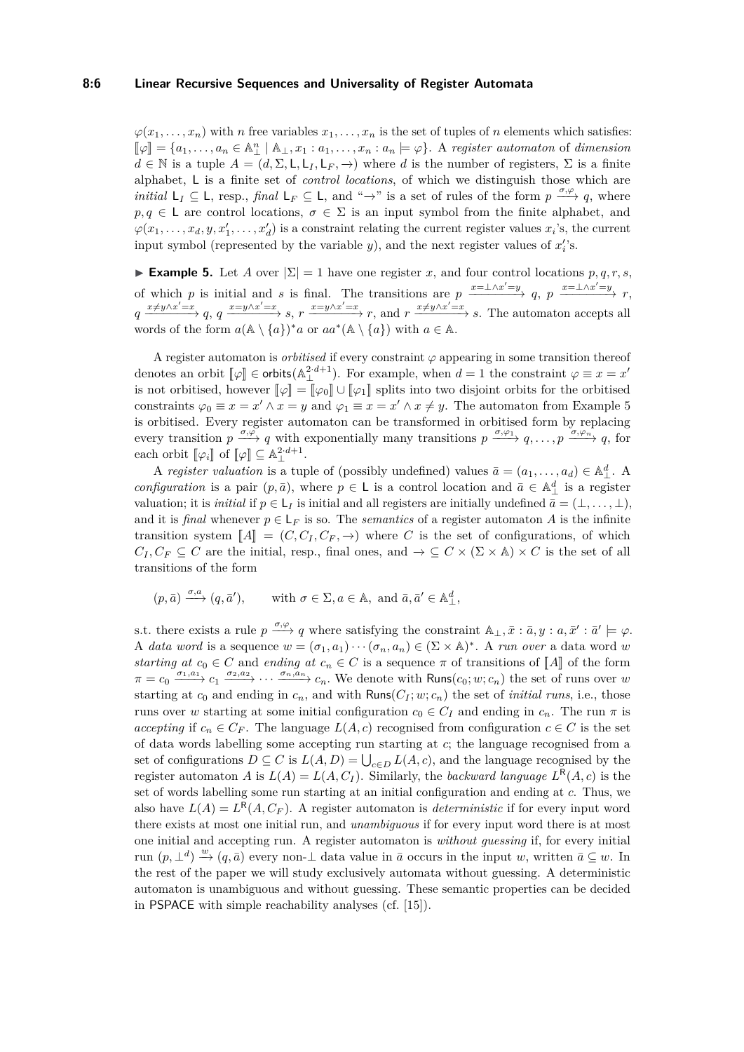$\varphi(x_1, \ldots, x_n)$ with $n$ free variables $x_1, \ldots, x_n$ is the set of tuples of $n$ elements which satisfies: $[\![\varphi]\!] = \{a_1, \ldots, a_n \in \mathbb{A}_\perp^n \mid \mathbb{A}_\perp, x_1 : a_1, \ldots, x_n : a_n \models \varphi\}$. A *register automaton* of *dimension* $d \in \mathbb{N}$ is a tuple $A = (d, \Sigma, \mathsf{L}, \mathsf{L}_I, \mathsf{L}_F, \rightarrow)$ where $d$ is the number of registers, $\Sigma$ is a finite alphabet, $\mathsf{L}$ is a finite set of *control locations*, of which we distinguish those which are *initial* $\mathsf{L}_I \subseteq \mathsf{L}$, resp., *final* $\mathsf{L}_F \subseteq \mathsf{L}$, and "$\rightarrow$" is a set of rules of the form $p \xrightarrow{\sigma,\varphi} q$, where $p, q \in \mathsf{L}$ are control locations, $\sigma \in \Sigma$ is an input symbol from the finite alphabet, and $\varphi(x_1, \ldots, x_d, y, x'_1, \ldots, x'_d)$ is a constraint relating the current register values $x_i$'s, the current input symbol (represented by the variable $y$), and the next register values of $x'_i$'s.

▶ **Example 5.** Let $A$ over $|\Sigma| = 1$ have one register $x$, and four control locations $p, q, r, s$, of which $p$ is initial and $s$ is final. The transitions are $p \xrightarrow{x=\perp \wedge x'=y} q$, $p \xrightarrow{x=\perp \wedge x'=y} r$, $q \xrightarrow{x \neq y \wedge x'=x} q$, $q \xrightarrow{x=y \wedge x'=x} s$, $r \xrightarrow{x=y \wedge x'=x} r$, and $r \xrightarrow{x \neq y \wedge x'=x} s$. The automaton accepts all words of the form $a(\mathbb{A} \setminus \{a\})^* a$ or $aa^*(\mathbb{A} \setminus \{a\})$ with $a \in \mathbb{A}$.

A register automaton is *orbitised* if every constraint $\varphi$ appearing in some transition thereof denotes an orbit $[\![\varphi]\!] \in \mathsf{orbits}(\mathbb{A}_\perp^{2\cdot d+1})$. For example, when $d = 1$ the constraint $\varphi \equiv x = x'$ is not orbitised, however $[\![\varphi]\!] = [\![\varphi_0]\!] \cup [\![\varphi_1]\!]$ splits into two disjoint orbits for the orbitised constraints $\varphi_0 \equiv x = x' \wedge x = y$ and $\varphi_1 \equiv x = x' \wedge x \neq y$. The automaton from Example 5 is orbitised. Every register automaton can be transformed in orbitised form by replacing every transition $p \xrightarrow{\sigma,\varphi} q$ with exponentially many transitions $p \xrightarrow{\sigma,\varphi_1} q, \ldots, p \xrightarrow{\sigma,\varphi_n} q$, for each orbit $[\![\varphi_i]\!]$ of $[\![\varphi]\!] \subseteq \mathbb{A}_\perp^{2\cdot d+1}$.

A *register valuation* is a tuple of (possibly undefined) values $\bar{a} = (a_1, \ldots, a_d) \in \mathbb{A}_\perp^d$. A *configuration* is a pair $(p, \bar{a})$, where $p \in \mathsf{L}$ is a control location and $\bar{a} \in \mathbb{A}_\perp^d$ is a register valuation; it is *initial* if $p \in \mathsf{L}_I$ is initial and all registers are initially undefined $\bar{a} = (\perp, \ldots, \perp)$, and it is *final* whenever $p \in \mathsf{L}_F$ is so. The *semantics* of a register automaton $A$ is the infinite transition system $[\![A]\!] = (C, C_I, C_F, \rightarrow)$ where $C$ is the set of configurations, of which $C_I, C_F \subseteq C$ are the initial, resp., final ones, and $\rightarrow \subseteq C \times (\Sigma \times \mathbb{A}) \times C$ is the set of all transitions of the form

$$(p, \bar{a}) \xrightarrow{\sigma, a} (q, \bar{a}'), \qquad \text{with } \sigma \in \Sigma, a \in \mathbb{A}, \text{ and } \bar{a}, \bar{a}' \in \mathbb{A}_\perp^d,$$

s.t. there exists a rule $p \xrightarrow{\sigma,\varphi} q$ where satisfying the constraint $\mathbb{A}_\perp, \bar{x} : \bar{a}, y : a, \bar{x}' : \bar{a}' \models \varphi$. A *data word* is a sequence $w = (\sigma_1, a_1) \cdots (\sigma_n, a_n) \in (\Sigma \times \mathbb{A})^*$. A *run over* a data word $w$ *starting at* $c_0 \in C$ and *ending at* $c_n \in C$ is a sequence $\pi$ of transitions of $[\![A]\!]$ of the form $\pi = c_0 \xrightarrow{\sigma_1, a_1} c_1 \xrightarrow{\sigma_2, a_2} \cdots \xrightarrow{\sigma_n, a_n} c_n$. We denote with $\mathsf{Runs}(c_0; w; c_n)$ the set of runs over $w$ starting at $c_0$ and ending in $c_n$, and with $\mathsf{Runs}(C_I; w; c_n)$ the set of *initial runs*, i.e., those runs over $w$ starting at some initial configuration $c_0 \in C_I$ and ending in $c_n$. The run $\pi$ is *accepting* if $c_n \in C_F$. The language $L(A, c)$ recognised from configuration $c \in C$ is the set of data words labelling some accepting run starting at $c$; the language recognised from a set of configurations $D \subseteq C$ is $L(A, D) = \bigcup_{c \in D} L(A, c)$, and the language recognised by the register automaton $A$ is $L(A) = L(A, C_I)$. Similarly, the *backward language* $L^{\mathsf{R}}(A, c)$ is the set of words labelling some run starting at an initial configuration and ending at $c$. Thus, we also have $L(A) = L^{\mathsf{R}}(A, C_F)$. A register automaton is *deterministic* if for every input word there exists at most one initial run, and *unambiguous* if for every input word there is at most one initial and accepting run. A register automaton is *without guessing* if, for every initial run $(p, \perp^d) \xrightarrow{w} (q, \bar{a})$ every non-$\perp$ data value in $\bar{a}$ occurs in the input $w$, written $\bar{a} \subseteq w$. In the rest of the paper we will study exclusively automata without guessing. A deterministic automaton is unambiguous and without guessing. These semantic properties can be decided in PSPACE with simple reachability analyses (cf. [15]).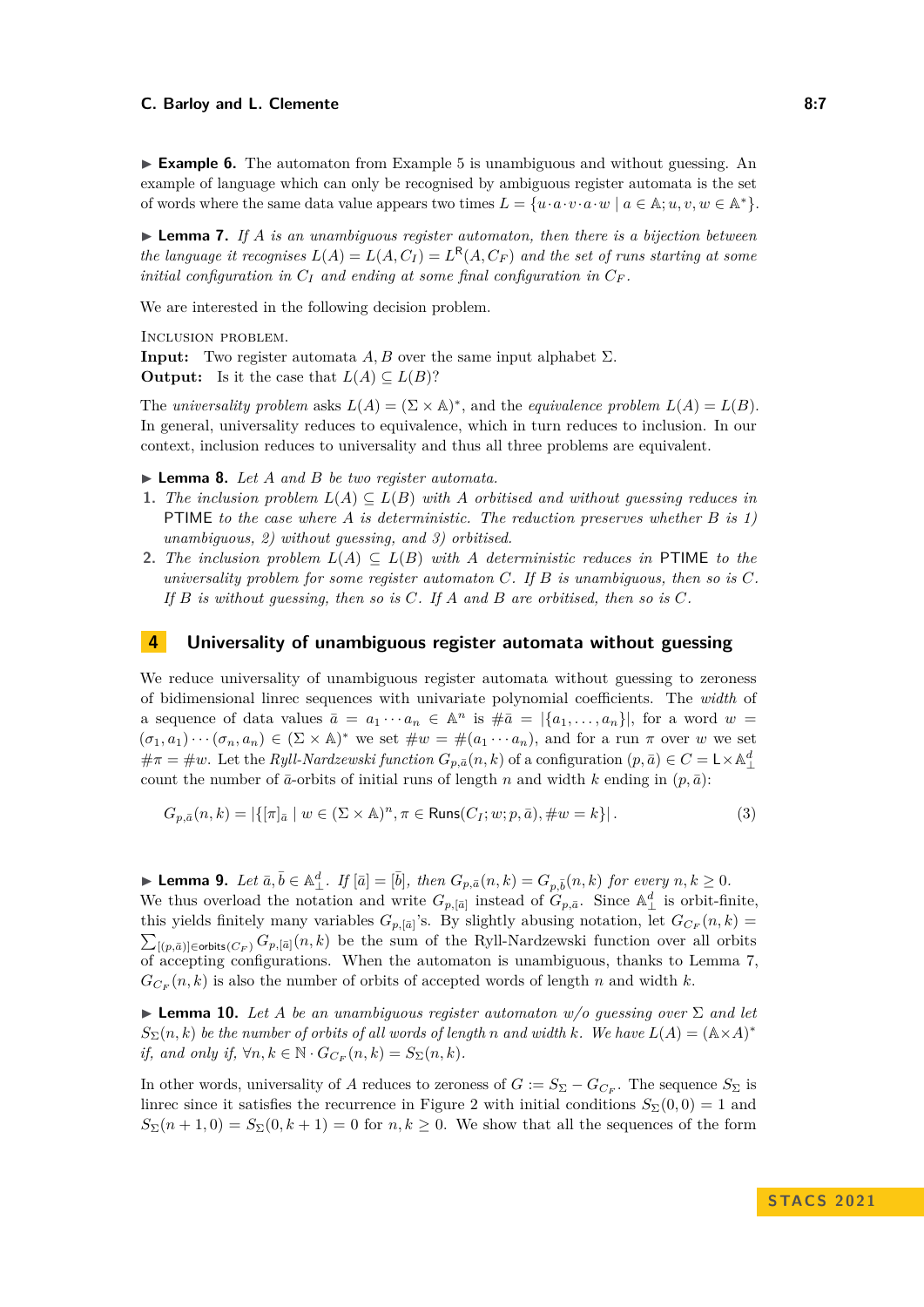▶ **Example 6.** The automaton from Example 5 is unambiguous and without guessing. An example of language which can only be recognised by ambiguous register automata is the set of words where the same data value appears two times $L = \{u \cdot a \cdot v \cdot a \cdot w \mid a \in \mathbb{A}; u, v, w \in \mathbb{A}^*\}$.

▶ **Lemma 7.** *If $A$ is an unambiguous register automaton, then there is a bijection between the language it recognises $L(A) = L(A, C_I) = L^{\mathsf{R}}(A, C_F)$ and the set of runs starting at some initial configuration in $C_I$ and ending at some final configuration in $C_F$.*

We are interested in the following decision problem.

Inclusion problem.
**Input:** Two register automata $A, B$ over the same input alphabet $\Sigma$.
**Output:** Is it the case that $L(A) \subseteq L(B)$?

The *universality problem* asks $L(A) = (\Sigma \times \mathbb{A})^*$, and the *equivalence problem* $L(A) = L(B)$. In general, universality reduces to equivalence, which in turn reduces to inclusion. In our context, inclusion reduces to universality and thus all three problems are equivalent.

▶ **Lemma 8.** *Let $A$ and $B$ be two register automata.*

1. *The inclusion problem $L(A) \subseteq L(B)$ with $A$ orbitised and without guessing reduces in* PTIME *to the case where $A$ is deterministic. The reduction preserves whether $B$ is 1) unambiguous, 2) without guessing, and 3) orbitised.*
2. *The inclusion problem $L(A) \subseteq L(B)$ with $A$ deterministic reduces in* PTIME *to the universality problem for some register automaton $C$. If $B$ is unambiguous, then so is $C$. If $B$ is without guessing, then so is $C$. If $A$ and $B$ are orbitised, then so is $C$.*

## 4 Universality of unambiguous register automata without guessing

We reduce universality of unambiguous register automata without guessing to zeroness of bidimensional linrec sequences with univariate polynomial coefficients. The *width* of a sequence of data values $\bar{a} = a_1 \cdots a_n \in \mathbb{A}^n$ is $\#\bar{a} = |\{a_1, \ldots, a_n\}|$, for a word $w = (\sigma_1, a_1) \cdots (\sigma_n, a_n) \in (\Sigma \times \mathbb{A})^*$ we set $\#w = \#(a_1 \cdots a_n)$, and for a run $\pi$ over $w$ we set $\#\pi = \#w$. Let the *Ryll-Nardzewski function* $G_{p,\bar{a}}(n, k)$ of a configuration $(p, \bar{a}) \in C = \mathsf{L} \times \mathbb{A}^d_\perp$ count the number of $\bar{a}$-orbits of initial runs of length $n$ and width $k$ ending in $(p, \bar{a})$:

$$G_{p,\bar{a}}(n, k) = |\{[\pi]_{\bar{a}} \mid w \in (\Sigma \times \mathbb{A})^n, \pi \in \mathsf{Runs}(C_I; w; p, \bar{a}), \#w = k\}|. \tag{3}$$

▶ **Lemma 9.** *Let $\bar{a}, \bar{b} \in \mathbb{A}^d_\perp$. If $[\bar{a}] = [\bar{b}]$, then $G_{p,\bar{a}}(n, k) = G_{p,\bar{b}}(n, k)$ for every $n, k \geq 0$.*
We thus overload the notation and write $G_{p,[\bar{a}]}$ instead of $G_{p,\bar{a}}$. Since $\mathbb{A}^d_\perp$ is orbit-finite, this yields finitely many variables $G_{p,[\bar{a}]}$'s. By slightly abusing notation, let $G_{C_F}(n, k) = \sum_{[(p,\bar{a})] \in \mathsf{orbits}(C_F)} G_{p,[\bar{a}]}(n, k)$ be the sum of the Ryll-Nardzewski function over all orbits of accepting configurations. When the automaton is unambiguous, thanks to Lemma 7, $G_{C_F}(n, k)$ is also the number of orbits of accepted words of length $n$ and width $k$.

▶ **Lemma 10.** *Let $A$ be an unambiguous register automaton w/o guessing over $\Sigma$ and let $S_\Sigma(n, k)$ be the number of orbits of all words of length $n$ and width $k$. We have $L(A) = (\mathbb{A} \times A)^*$ if, and only if, $\forall n, k \in \mathbb{N} \cdot G_{C_F}(n, k) = S_\Sigma(n, k)$.*

In other words, universality of $A$ reduces to zeroness of $G := S_\Sigma - G_{C_F}$. The sequence $S_\Sigma$ is linrec since it satisfies the recurrence in Figure 2 with initial conditions $S_\Sigma(0, 0) = 1$ and $S_\Sigma(n + 1, 0) = S_\Sigma(0, k + 1) = 0$ for $n, k \geq 0$. We show that all the sequences of the form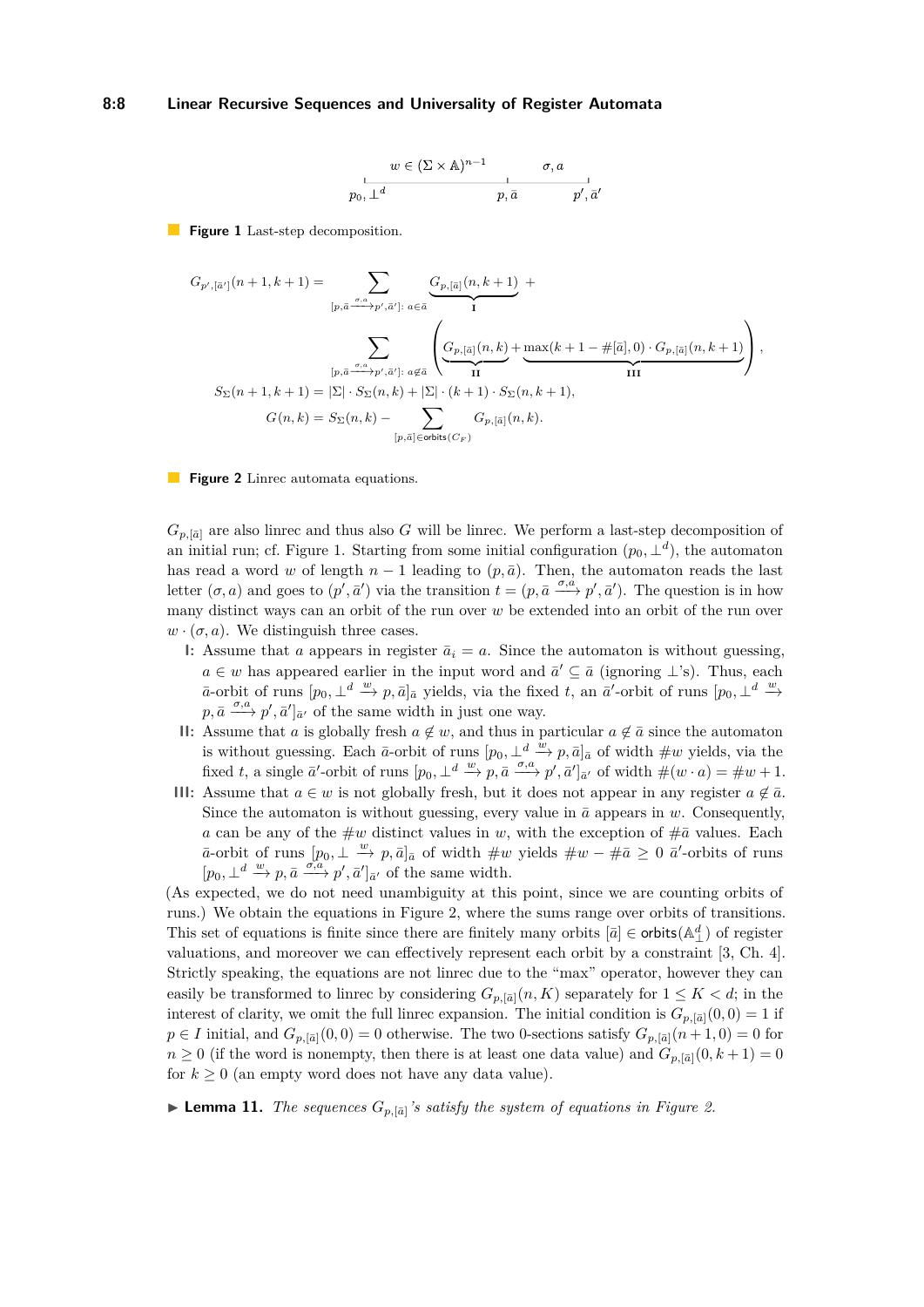$$p_0, \perp^d \xrightarrow{w \in (\Sigma \times \mathbb{A})^{n-1}} p, \bar{a} \xrightarrow{\sigma, a} p', \bar{a}'$$

**Figure 1** Last-step decomposition.

$$G_{p',[\bar{a}']}(n+1,k+1) = \sum_{[p,\bar{a} \xrightarrow{\sigma,a} p',\bar{a}']:\ a \in \bar{a}} \underbrace{G_{p,[\bar{a}]}(n,k+1)}_{\mathbf{I}} +$$

$$\sum_{[p,\bar{a} \xrightarrow{\sigma,a} p',\bar{a}']:\ a \notin \bar{a}} \left( \underbrace{G_{p,[\bar{a}]}(n,k)}_{\mathbf{II}} + \underbrace{\max(k+1-\#[\bar{a}],0) \cdot G_{p,[\bar{a}]}(n,k+1)}_{\mathbf{III}} \right),$$

$$S_\Sigma(n+1,k+1) = |\Sigma| \cdot S_\Sigma(n,k) + |\Sigma| \cdot (k+1) \cdot S_\Sigma(n,k+1),$$

$$G(n,k) = S_\Sigma(n,k) - \sum_{[p,\bar{a}] \in \mathsf{orbits}(C_F)} G_{p,[\bar{a}]}(n,k).$$

**Figure 2** Linrec automata equations.

$G_{p,[\bar{a}]}$ are also linrec and thus also $G$ will be linrec. We perform a last-step decomposition of an initial run; cf. Figure 1. Starting from some initial configuration $(p_0, \perp^d)$, the automaton has read a word $w$ of length $n-1$ leading to $(p, \bar{a})$. Then, the automaton reads the last letter $(\sigma, a)$ and goes to $(p', \bar{a}')$ via the transition $t = (p, \bar{a} \xrightarrow{\sigma,a} p', \bar{a}')$. The question is in how many distinct ways can an orbit of the run over $w$ be extended into an orbit of the run over $w \cdot (\sigma, a)$. We distinguish three cases.

- **I:** Assume that $a$ appears in register $\bar{a}_i = a$. Since the automaton is without guessing, $a \in w$ has appeared earlier in the input word and $\bar{a}' \subseteq \bar{a}$ (ignoring $\perp$'s). Thus, each $\bar{a}$-orbit of runs $[p_0, \perp^d \xrightarrow{w} p, \bar{a}]_{\bar{a}}$ yields, via the fixed $t$, an $\bar{a}'$-orbit of runs $[p_0, \perp^d \xrightarrow{w} p, \bar{a} \xrightarrow{\sigma,a} p', \bar{a}']_{\bar{a}'}$ of the same width in just one way.
- **II:** Assume that $a$ is globally fresh $a \notin w$, and thus in particular $a \notin \bar{a}$ since the automaton is without guessing. Each $\bar{a}$-orbit of runs $[p_0, \perp^d \xrightarrow{w} p, \bar{a}]_{\bar{a}}$ of width $\#w$ yields, via the fixed $t$, a single $\bar{a}'$-orbit of runs $[p_0, \perp^d \xrightarrow{w} p, \bar{a} \xrightarrow{\sigma,a} p', \bar{a}']_{\bar{a}'}$ of width $\#(w \cdot a) = \#w + 1$.
- **III:** Assume that $a \in w$ is not globally fresh, but it does not appear in any register $a \notin \bar{a}$. Since the automaton is without guessing, every value in $\bar{a}$ appears in $w$. Consequently, $a$ can be any of the $\#w$ distinct values in $w$, with the exception of $\#\bar{a}$ values. Each $\bar{a}$-orbit of runs $[p_0, \perp \xrightarrow{w} p, \bar{a}]_{\bar{a}}$ of width $\#w$ yields $\#w - \#\bar{a} \geq 0$ $\bar{a}'$-orbits of runs $[p_0, \perp^d \xrightarrow{w} p, \bar{a} \xrightarrow{\sigma,a} p', \bar{a}']_{\bar{a}'}$ of the same width.

(As expected, we do not need unambiguity at this point, since we are counting orbits of runs.) We obtain the equations in Figure 2, where the sums range over orbits of transitions. This set of equations is finite since there are finitely many orbits $[\bar{a}] \in \mathsf{orbits}(\mathbb{A}^d_\perp)$ of register valuations, and moreover we can effectively represent each orbit by a constraint [3, Ch. 4]. Strictly speaking, the equations are not linrec due to the "max" operator, however they can easily be transformed to linrec by considering $G_{p,[\bar{a}]}(n, K)$ separately for $1 \leq K < d$; in the interest of clarity, we omit the full linrec expansion. The initial condition is $G_{p,[\bar{a}]}(0,0) = 1$ if $p \in I$ initial, and $G_{p,[\bar{a}]}(0,0) = 0$ otherwise. The two 0-sections satisfy $G_{p,[\bar{a}]}(n+1,0) = 0$ for $n \geq 0$ (if the word is nonempty, then there is at least one data value) and $G_{p,[\bar{a}]}(0,k+1) = 0$ for $k \geq 0$ (an empty word does not have any data value).

▶ **Lemma 11.** *The sequences $G_{p,[\bar{a}]}$'s satisfy the system of equations in Figure 2.*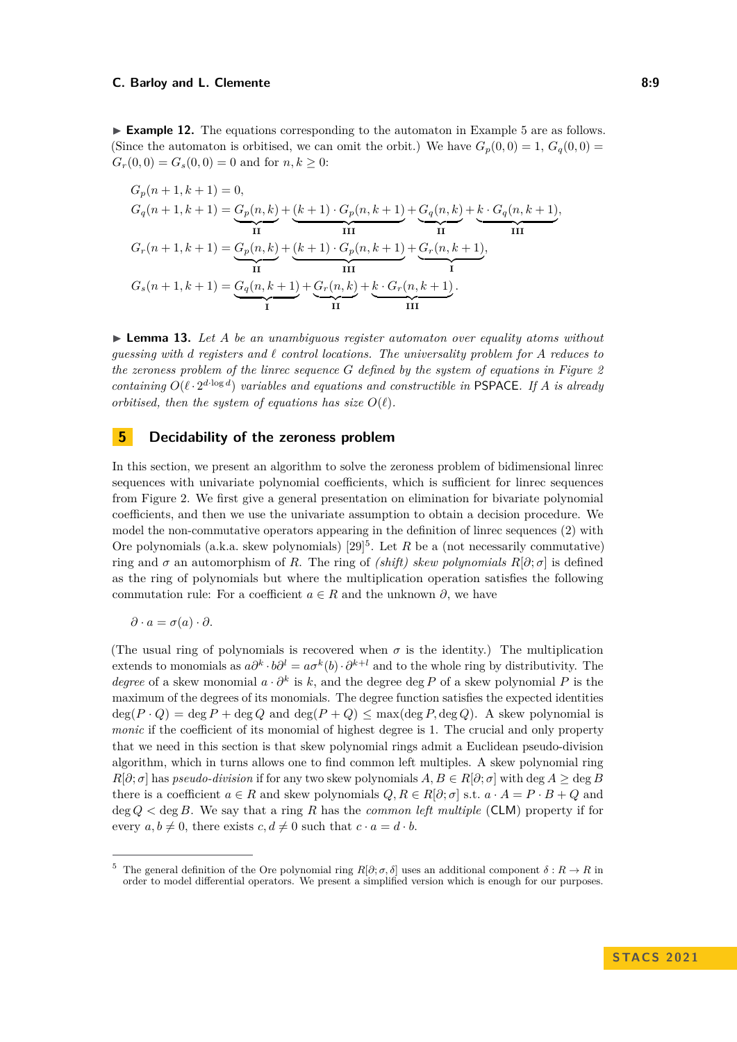▶ **Example 12.** The equations corresponding to the automaton in Example 5 are as follows. (Since the automaton is orbitised, we can omit the orbit.) We have $G_p(0,0) = 1$, $G_q(0,0) = G_r(0,0) = G_s(0,0) = 0$ and for $n, k \geq 0$:

$$
\begin{aligned}
G_p(n+1, k+1) &= 0, \\
G_q(n+1, k+1) &= \underbrace{G_p(n,k)}_{\textbf{II}} + \underbrace{(k+1) \cdot G_p(n, k+1)}_{\textbf{III}} + \underbrace{G_q(n,k)}_{\textbf{II}} + \underbrace{k \cdot G_q(n, k+1)}_{\textbf{III}}, \\
G_r(n+1, k+1) &= \underbrace{G_p(n,k)}_{\textbf{II}} + \underbrace{(k+1) \cdot G_p(n, k+1)}_{\textbf{III}} + \underbrace{G_r(n, k+1)}_{\textbf{I}}, \\
G_s(n+1, k+1) &= \underbrace{G_q(n, k+1)}_{\textbf{I}} + \underbrace{G_r(n,k)}_{\textbf{II}} + \underbrace{k \cdot G_r(n, k+1)}_{\textbf{III}}.
\end{aligned}
$$

▶ **Lemma 13.** *Let $A$ be an unambiguous register automaton over equality atoms without guessing with $d$ registers and $\ell$ control locations. The universality problem for $A$ reduces to the zeroness problem of the linrec sequence $G$ defined by the system of equations in Figure 2 containing $O(\ell \cdot 2^{d \cdot \log d})$ variables and equations and constructible in* PSPACE*. If $A$ is already orbitised, then the system of equations has size $O(\ell)$.*

## 5 Decidability of the zeroness problem

In this section, we present an algorithm to solve the zeroness problem of bidimensional linrec sequences with univariate polynomial coefficients, which is sufficient for linrec sequences from Figure 2. We first give a general presentation on elimination for bivariate polynomial coefficients, and then we use the univariate assumption to obtain a decision procedure. We model the non-commutative operators appearing in the definition of linrec sequences (2) with Ore polynomials (a.k.a. skew polynomials) [29][5]. Let $R$ be a (not necessarily commutative) ring and $\sigma$ an automorphism of $R$. The ring of *(shift) skew polynomials* $R[\partial; \sigma]$ is defined as the ring of polynomials but where the multiplication operation satisfies the following commutation rule: For a coefficient $a \in R$ and the unknown $\partial$, we have

$$\partial \cdot a = \sigma(a) \cdot \partial.$$

(The usual ring of polynomials is recovered when $\sigma$ is the identity.) The multiplication extends to monomials as $a\partial^k \cdot b\partial^l = a\sigma^k(b) \cdot \partial^{k+l}$ and to the whole ring by distributivity. The *degree* of a skew monomial $a \cdot \partial^k$ is $k$, and the degree $\deg P$ of a skew polynomial $P$ is the maximum of the degrees of its monomials. The degree function satisfies the expected identities $\deg(P \cdot Q) = \deg P + \deg Q$ and $\deg(P + Q) \leq \max(\deg P, \deg Q)$. A skew polynomial is *monic* if the coefficient of its monomial of highest degree is 1. The crucial and only property that we need in this section is that skew polynomial rings admit a Euclidean pseudo-division algorithm, which in turns allows one to find common left multiples. A skew polynomial ring $R[\partial; \sigma]$ has *pseudo-division* if for any two skew polynomials $A, B \in R[\partial; \sigma]$ with $\deg A \geq \deg B$ there is a coefficient $a \in R$ and skew polynomials $Q, R \in R[\partial; \sigma]$ s.t. $a \cdot A = P \cdot B + Q$ and $\deg Q < \deg B$. We say that a ring $R$ has the *common left multiple* (CLM) property if for every $a, b \neq 0$, there exists $c, d \neq 0$ such that $c \cdot a = d \cdot b$.

[5] The general definition of the Ore polynomial ring $R[\partial; \sigma, \delta]$ uses an additional component $\delta : R \to R$ in order to model differential operators. We present a simplified version which is enough for our purposes.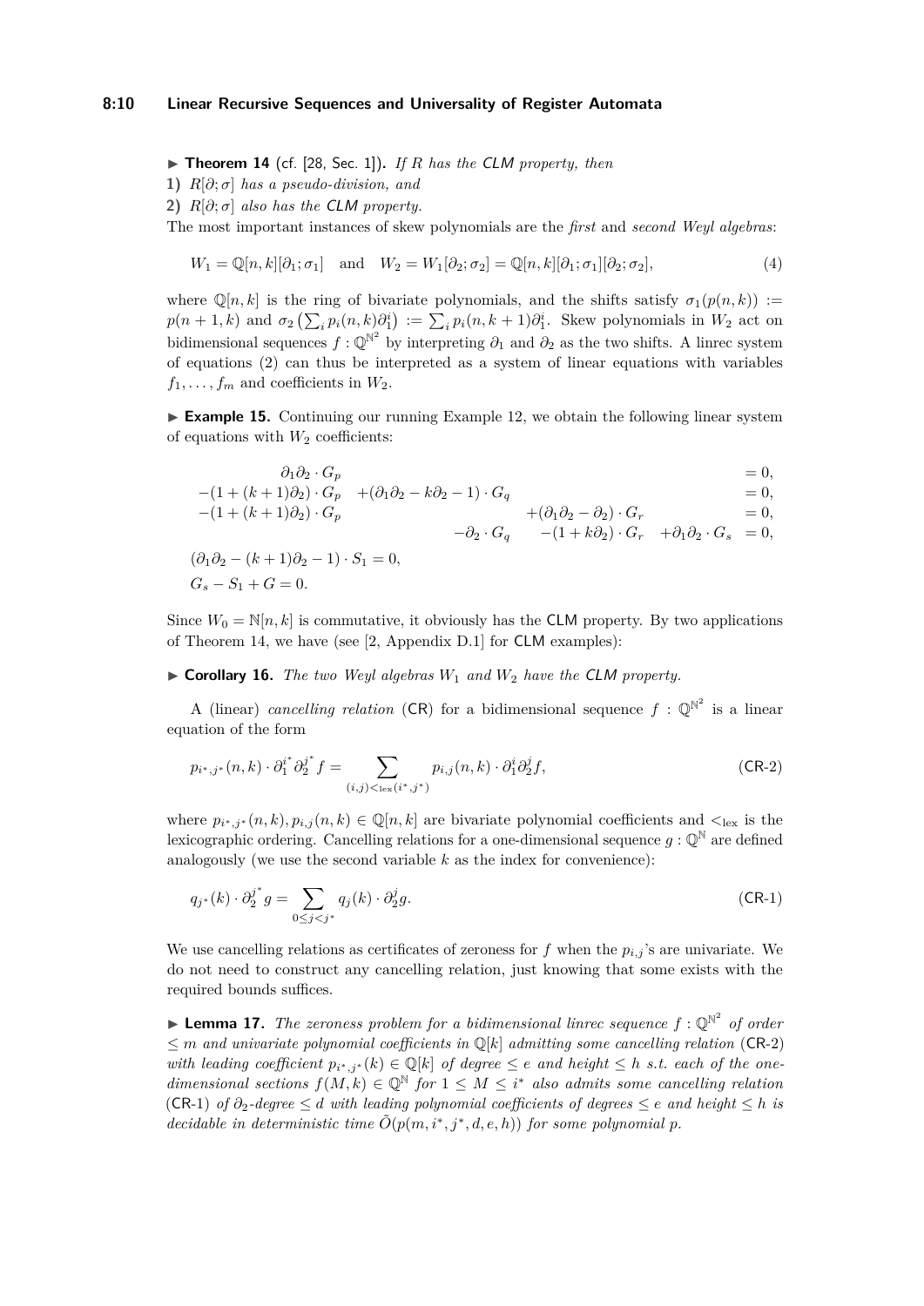▶ **Theorem 14** (cf. [28, Sec. 1]). *If $R$ has the CLM property, then*

**1)** *$R[\partial;\sigma]$ has a pseudo-division, and*

**2)** *$R[\partial;\sigma]$ also has the CLM property.*

The most important instances of skew polynomials are the *first* and *second Weyl algebras*:

$$W_1 = \mathbb{Q}[n,k][\partial_1;\sigma_1] \quad \text{and} \quad W_2 = W_1[\partial_2;\sigma_2] = \mathbb{Q}[n,k][\partial_1;\sigma_1][\partial_2;\sigma_2], \tag{4}$$

where $\mathbb{Q}[n,k]$ is the ring of bivariate polynomials, and the shifts satisfy $\sigma_1(p(n,k)) := p(n+1,k)$ and $\sigma_2\left(\sum_i p_i(n,k)\partial_1^i\right) := \sum_i p_i(n,k+1)\partial_1^i$. Skew polynomials in $W_2$ act on bidimensional sequences $f : \mathbb{Q}^{\mathbb{N}^2}$ by interpreting $\partial_1$ and $\partial_2$ as the two shifts. A linrec system of equations (2) can thus be interpreted as a system of linear equations with variables $f_1, \ldots, f_m$ and coefficients in $W_2$.

▶ **Example 15.** Continuing our running Example 12, we obtain the following linear system of equations with $W_2$ coefficients:

$$\begin{array}{llllll}
\partial_1\partial_2 \cdot G_p & & & & = 0, \\
-(1+(k+1)\partial_2) \cdot G_p & +(\partial_1\partial_2 - k\partial_2 - 1) \cdot G_q & & & = 0, \\
-(1+(k+1)\partial_2) \cdot G_p & & +(\partial_1\partial_2 - \partial_2) \cdot G_r & & = 0, \\
 & -\partial_2 \cdot G_q & -(1+k\partial_2) \cdot G_r & +\partial_1\partial_2 \cdot G_s & = 0,
\end{array}$$

$$(\partial_1\partial_2 - (k+1)\partial_2 - 1) \cdot S_1 = 0,$$

$$G_s - S_1 + G = 0.$$

Since $W_0 = \mathbb{N}[n,k]$ is commutative, it obviously has the CLM property. By two applications of Theorem 14, we have (see [2, Appendix D.1] for CLM examples):

▶ **Corollary 16.** *The two Weyl algebras $W_1$ and $W_2$ have the CLM property.*

A (linear) *cancelling relation* (CR) for a bidimensional sequence $f : \mathbb{Q}^{\mathbb{N}^2}$ is a linear equation of the form

$$p_{i^*,j^*}(n,k) \cdot \partial_1^{i^*}\partial_2^{j^*} f = \sum_{(i,j) <_{\mathrm{lex}} (i^*,j^*)} p_{i,j}(n,k) \cdot \partial_1^i \partial_2^j f, \tag{CR-2}$$

where $p_{i^*,j^*}(n,k), p_{i,j}(n,k) \in \mathbb{Q}[n,k]$ are bivariate polynomial coefficients and $<_{\mathrm{lex}}$ is the lexicographic ordering. Cancelling relations for a one-dimensional sequence $g : \mathbb{Q}^{\mathbb{N}}$ are defined analogously (we use the second variable $k$ as the index for convenience):

$$q_{j^*}(k) \cdot \partial_2^{j^*} g = \sum_{0 \le j < j^*} q_j(k) \cdot \partial_2^j g. \tag{CR-1}$$

We use cancelling relations as certificates of zeroness for $f$ when the $p_{i,j}$'s are univariate. We do not need to construct any cancelling relation, just knowing that some exists with the required bounds suffices.

▶ **Lemma 17.** *The zeroness problem for a bidimensional linrec sequence $f : \mathbb{Q}^{\mathbb{N}^2}$ of order $\le m$ and univariate polynomial coefficients in $\mathbb{Q}[k]$ admitting some cancelling relation (CR-2) with leading coefficient $p_{i^*,j^*}(k) \in \mathbb{Q}[k]$ of degree $\le e$ and height $\le h$ s.t. each of the one-dimensional sections $f(M,k) \in \mathbb{Q}^{\mathbb{N}}$ for $1 \le M \le i^*$ also admits some cancelling relation (CR-1) of $\partial_2$-degree $\le d$ with leading polynomial coefficients of degrees $\le e$ and height $\le h$ is decidable in deterministic time $\tilde{O}(p(m,i^*,j^*,d,e,h))$ for some polynomial $p$.*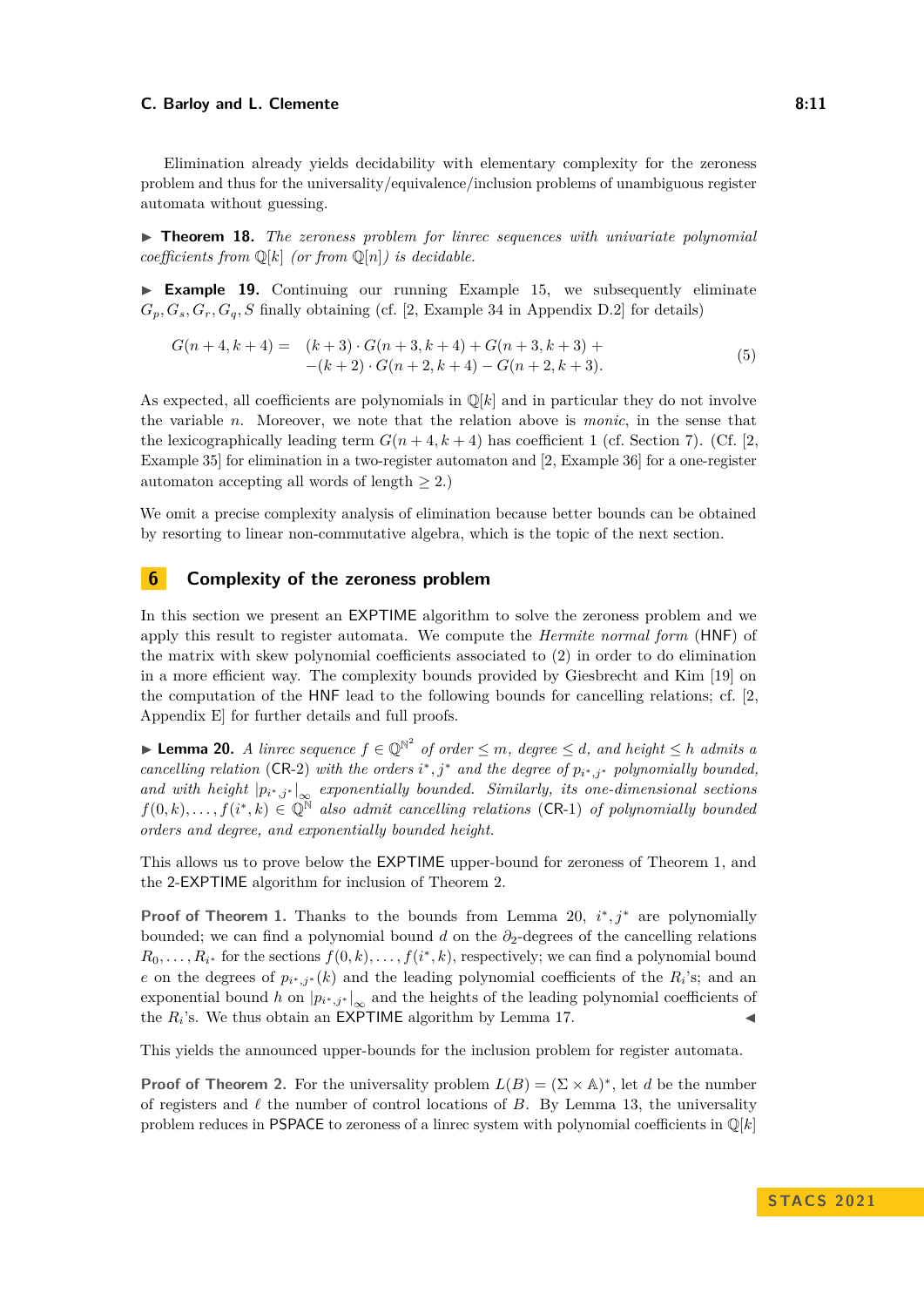Elimination already yields decidability with elementary complexity for the zeroness problem and thus for the universality/equivalence/inclusion problems of unambiguous register automata without guessing.

▶ **Theorem 18.** *The zeroness problem for linrec sequences with univariate polynomial coefficients from $\mathbb{Q}[k]$ (or from $\mathbb{Q}[n]$) is decidable.*

▶ **Example 19.** Continuing our running Example 15, we subsequently eliminate $G_p, G_s, G_r, G_q, S$ finally obtaining (cf. [2, Example 34 in Appendix D.2] for details)

$$
\begin{aligned}
G(n+4, k+4) = \quad & (k+3) \cdot G(n+3, k+4) + G(n+3, k+3) + \\
& -(k+2) \cdot G(n+2, k+4) - G(n+2, k+3).
\end{aligned} \tag{5}
$$

As expected, all coefficients are polynomials in $\mathbb{Q}[k]$ and in particular they do not involve the variable $n$. Moreover, we note that the relation above is *monic*, in the sense that the lexicographically leading term $G(n+4, k+4)$ has coefficient 1 (cf. Section 7). (Cf. [2, Example 35] for elimination in a two-register automaton and [2, Example 36] for a one-register automaton accepting all words of length $\geq 2$.)

We omit a precise complexity analysis of elimination because better bounds can be obtained by resorting to linear non-commutative algebra, which is the topic of the next section.

## 6 Complexity of the zeroness problem

In this section we present an EXPTIME algorithm to solve the zeroness problem and we apply this result to register automata. We compute the *Hermite normal form* (HNF) of the matrix with skew polynomial coefficients associated to (2) in order to do elimination in a more efficient way. The complexity bounds provided by Giesbrecht and Kim [19] on the computation of the HNF lead to the following bounds for cancelling relations; cf. [2, Appendix E] for further details and full proofs.

▶ **Lemma 20.** *A linrec sequence $f \in \mathbb{Q}^{\mathbb{N}^2}$ of order $\leq m$, degree $\leq d$, and height $\leq h$ admits a cancelling relation* (CR-2) *with the orders $i^*, j^*$ and the degree of $p_{i^*,j^*}$ polynomially bounded, and with height $|p_{i^*,j^*}|_\infty$ exponentially bounded. Similarly, its one-dimensional sections $f(0, k), \ldots, f(i^*, k) \in \mathbb{Q}^{\mathbb{N}}$ also admit cancelling relations* (CR-1) *of polynomially bounded orders and degree, and exponentially bounded height.*

This allows us to prove below the EXPTIME upper-bound for zeroness of Theorem 1, and the 2-EXPTIME algorithm for inclusion of Theorem 2.

**Proof of Theorem 1.** Thanks to the bounds from Lemma 20, $i^*, j^*$ are polynomially bounded; we can find a polynomial bound $d$ on the $\partial_2$-degrees of the cancelling relations $R_0, \ldots, R_{i^*}$ for the sections $f(0, k), \ldots, f(i^*, k)$, respectively; we can find a polynomial bound $e$ on the degrees of $p_{i^*,j^*}(k)$ and the leading polynomial coefficients of the $R_i$'s; and an exponential bound $h$ on $|p_{i^*,j^*}|_\infty$ and the heights of the leading polynomial coefficients of the $R_i$'s. We thus obtain an EXPTIME algorithm by Lemma 17. ◀

This yields the announced upper-bounds for the inclusion problem for register automata.

**Proof of Theorem 2.** For the universality problem $L(B) = (\Sigma \times \mathbb{A})^*$, let $d$ be the number of registers and $\ell$ the number of control locations of $B$. By Lemma 13, the universality problem reduces in PSPACE to zeroness of a linrec system with polynomial coefficients in $\mathbb{Q}[k]$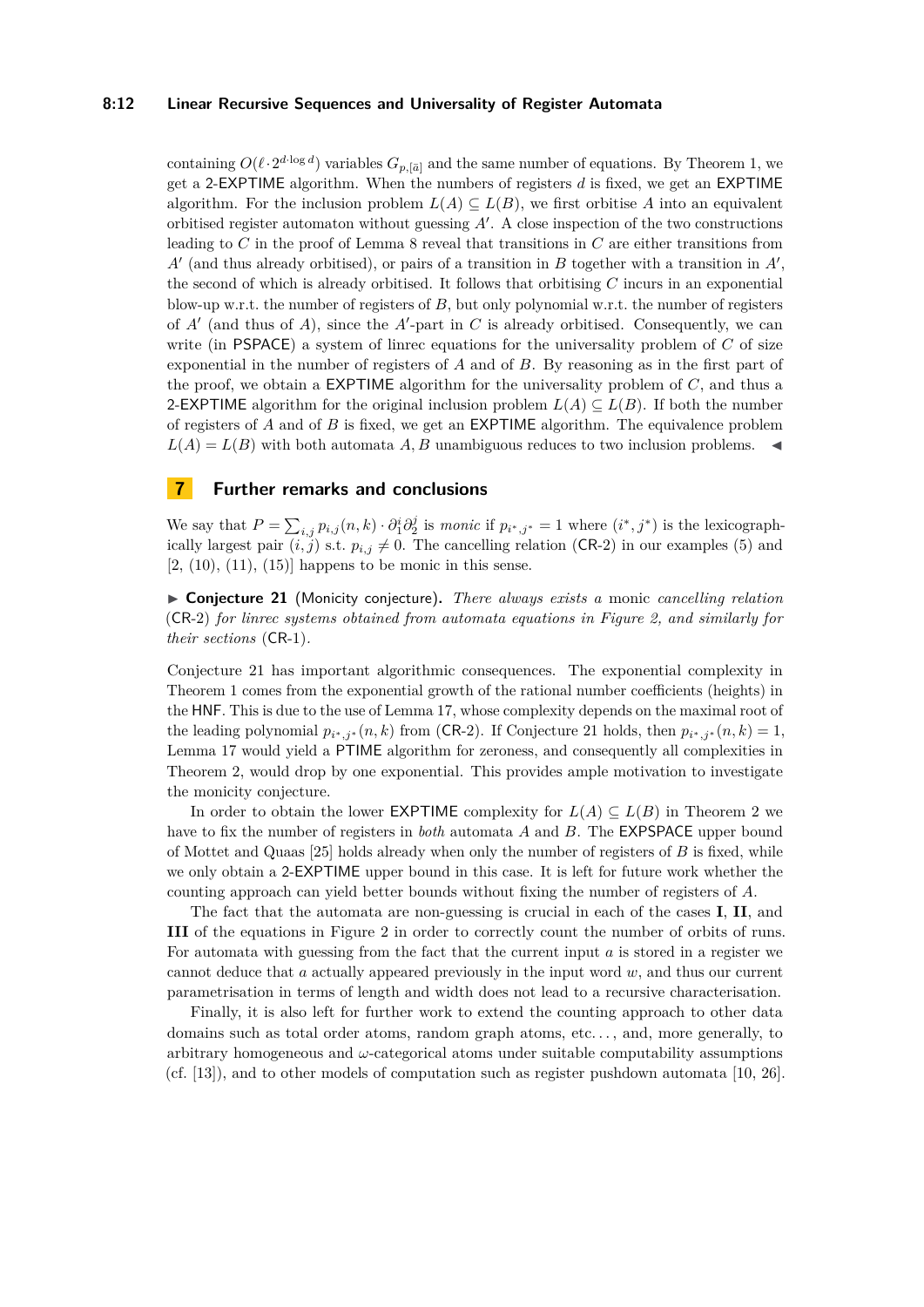containing $O(\ell \cdot 2^{d \cdot \log d})$ variables $G_{p,[\bar{a}]}$ and the same number of equations. By Theorem 1, we get a 2-EXPTIME algorithm. When the numbers of registers $d$ is fixed, we get an EXPTIME algorithm. For the inclusion problem $L(A) \subseteq L(B)$, we first orbitise $A$ into an equivalent orbitised register automaton without guessing $A'$. A close inspection of the two constructions leading to $C$ in the proof of Lemma 8 reveal that transitions in $C$ are either transitions from $A'$ (and thus already orbitised), or pairs of a transition in $B$ together with a transition in $A'$, the second of which is already orbitised. It follows that orbitising $C$ incurs in an exponential blow-up w.r.t. the number of registers of $B$, but only polynomial w.r.t. the number of registers of $A'$ (and thus of $A$), since the $A'$-part in $C$ is already orbitised. Consequently, we can write (in PSPACE) a system of linrec equations for the universality problem of $C$ of size exponential in the number of registers of $A$ and of $B$. By reasoning as in the first part of the proof, we obtain a EXPTIME algorithm for the universality problem of $C$, and thus a 2-EXPTIME algorithm for the original inclusion problem $L(A) \subseteq L(B)$. If both the number of registers of $A$ and of $B$ is fixed, we get an EXPTIME algorithm. The equivalence problem $L(A) = L(B)$ with both automata $A, B$ unambiguous reduces to two inclusion problems. ◀

## 7 Further remarks and conclusions

We say that $P = \sum_{i,j} p_{i,j}(n,k) \cdot \partial_1^i \partial_2^j$ is *monic* if $p_{i^*,j^*} = 1$ where $(i^*, j^*)$ is the lexicographically largest pair $(i,j)$ s.t. $p_{i,j} \neq 0$. The cancelling relation (CR-2) in our examples (5) and [2, (10), (11), (15)] happens to be monic in this sense.

▶ **Conjecture 21** (Monicity conjecture). *There always exists a* monic *cancelling relation* (CR-2) *for linrec systems obtained from automata equations in Figure 2, and similarly for their sections* (CR-1).

Conjecture 21 has important algorithmic consequences. The exponential complexity in Theorem 1 comes from the exponential growth of the rational number coefficients (heights) in the HNF. This is due to the use of Lemma 17, whose complexity depends on the maximal root of the leading polynomial $p_{i^*,j^*}(n,k)$ from (CR-2). If Conjecture 21 holds, then $p_{i^*,j^*}(n,k) = 1$, Lemma 17 would yield a PTIME algorithm for zeroness, and consequently all complexities in Theorem 2, would drop by one exponential. This provides ample motivation to investigate the monicity conjecture.

In order to obtain the lower EXPTIME complexity for $L(A) \subseteq L(B)$ in Theorem 2 we have to fix the number of registers in *both* automata $A$ and $B$. The EXPSPACE upper bound of Mottet and Quaas [25] holds already when only the number of registers of $B$ is fixed, while we only obtain a 2-EXPTIME upper bound in this case. It is left for future work whether the counting approach can yield better bounds without fixing the number of registers of $A$.

The fact that the automata are non-guessing is crucial in each of the cases **I**, **II**, and **III** of the equations in Figure 2 in order to correctly count the number of orbits of runs. For automata with guessing from the fact that the current input $a$ is stored in a register we cannot deduce that $a$ actually appeared previously in the input word $w$, and thus our current parametrisation in terms of length and width does not lead to a recursive characterisation.

Finally, it is also left for further work to extend the counting approach to other data domains such as total order atoms, random graph atoms, etc..., and, more generally, to arbitrary homogeneous and $\omega$-categorical atoms under suitable computability assumptions (cf. [13]), and to other models of computation such as register pushdown automata [10, 26].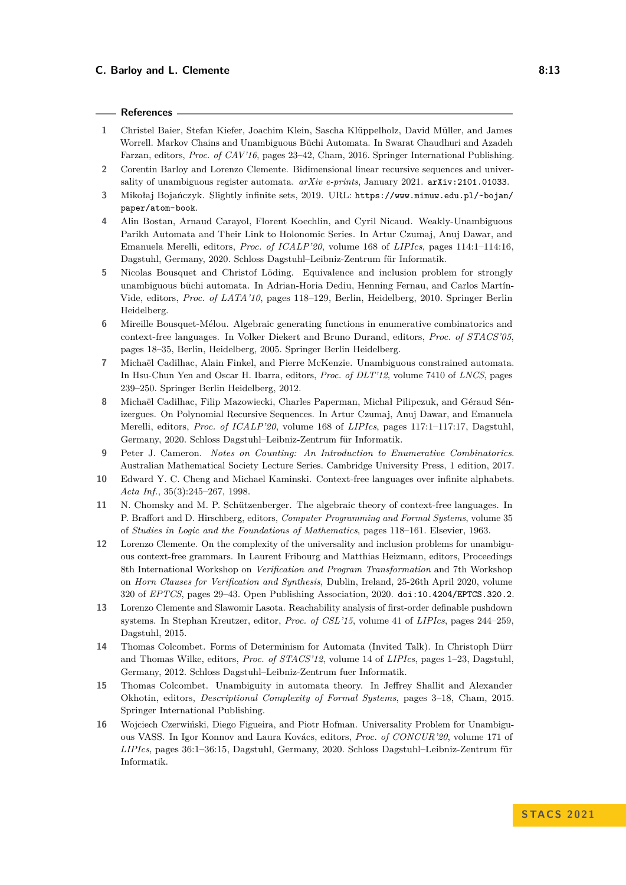## References

1. Christel Baier, Stefan Kiefer, Joachim Klein, Sascha Klüppelholz, David Müller, and James Worrell. Markov Chains and Unambiguous Büchi Automata. In Swarat Chaudhuri and Azadeh Farzan, editors, *Proc. of CAV'16*, pages 23–42, Cham, 2016. Springer International Publishing.
2. Corentin Barloy and Lorenzo Clemente. Bidimensional linear recursive sequences and universality of unambiguous register automata. *arXiv e-prints*, January 2021. `arXiv:2101.01033`.
3. Mikołaj Bojańczyk. Slightly infinite sets, 2019. URL: `https://www.mimuw.edu.pl/~bojan/paper/atom-book`.
4. Alin Bostan, Arnaud Carayol, Florent Koechlin, and Cyril Nicaud. Weakly-Unambiguous Parikh Automata and Their Link to Holonomic Series. In Artur Czumaj, Anuj Dawar, and Emanuela Merelli, editors, *Proc. of ICALP'20*, volume 168 of *LIPIcs*, pages 114:1–114:16, Dagstuhl, Germany, 2020. Schloss Dagstuhl–Leibniz-Zentrum für Informatik.
5. Nicolas Bousquet and Christof Löding. Equivalence and inclusion problem for strongly unambiguous büchi automata. In Adrian-Horia Dediu, Henning Fernau, and Carlos Martín-Vide, editors, *Proc. of LATA'10*, pages 118–129, Berlin, Heidelberg, 2010. Springer Berlin Heidelberg.
6. Mireille Bousquet-Mélou. Algebraic generating functions in enumerative combinatorics and context-free languages. In Volker Diekert and Bruno Durand, editors, *Proc. of STACS'05*, pages 18–35, Berlin, Heidelberg, 2005. Springer Berlin Heidelberg.
7. Michaël Cadilhac, Alain Finkel, and Pierre McKenzie. Unambiguous constrained automata. In Hsu-Chun Yen and Oscar H. Ibarra, editors, *Proc. of DLT'12*, volume 7410 of *LNCS*, pages 239–250. Springer Berlin Heidelberg, 2012.
8. Michaël Cadilhac, Filip Mazowiecki, Charles Paperman, Michał Pilipczuk, and Géraud Sénizergues. On Polynomial Recursive Sequences. In Artur Czumaj, Anuj Dawar, and Emanuela Merelli, editors, *Proc. of ICALP'20*, volume 168 of *LIPIcs*, pages 117:1–117:17, Dagstuhl, Germany, 2020. Schloss Dagstuhl–Leibniz-Zentrum für Informatik.
9. Peter J. Cameron. *Notes on Counting: An Introduction to Enumerative Combinatorics*. Australian Mathematical Society Lecture Series. Cambridge University Press, 1 edition, 2017.
10. Edward Y. C. Cheng and Michael Kaminski. Context-free languages over infinite alphabets. *Acta Inf.*, 35(3):245–267, 1998.
11. N. Chomsky and M. P. Schützenberger. The algebraic theory of context-free languages. In P. Braffort and D. Hirschberg, editors, *Computer Programming and Formal Systems*, volume 35 of *Studies in Logic and the Foundations of Mathematics*, pages 118–161. Elsevier, 1963.
12. Lorenzo Clemente. On the complexity of the universality and inclusion problems for unambiguous context-free grammars. In Laurent Fribourg and Matthias Heizmann, editors, Proceedings 8th International Workshop on *Verification and Program Transformation* and 7th Workshop on *Horn Clauses for Verification and Synthesis*, Dublin, Ireland, 25-26th April 2020, volume 320 of *EPTCS*, pages 29–43. Open Publishing Association, 2020. `doi:10.4204/EPTCS.320.2`.
13. Lorenzo Clemente and Slawomir Lasota. Reachability analysis of first-order definable pushdown systems. In Stephan Kreutzer, editor, *Proc. of CSL'15*, volume 41 of *LIPIcs*, pages 244–259, Dagstuhl, 2015.
14. Thomas Colcombet. Forms of Determinism for Automata (Invited Talk). In Christoph Dürr and Thomas Wilke, editors, *Proc. of STACS'12*, volume 14 of *LIPIcs*, pages 1–23, Dagstuhl, Germany, 2012. Schloss Dagstuhl–Leibniz-Zentrum fuer Informatik.
15. Thomas Colcombet. Unambiguity in automata theory. In Jeffrey Shallit and Alexander Okhotin, editors, *Descriptional Complexity of Formal Systems*, pages 3–18, Cham, 2015. Springer International Publishing.
16. Wojciech Czerwiński, Diego Figueira, and Piotr Hofman. Universality Problem for Unambiguous VASS. In Igor Konnov and Laura Kovács, editors, *Proc. of CONCUR'20*, volume 171 of *LIPIcs*, pages 36:1–36:15, Dagstuhl, Germany, 2020. Schloss Dagstuhl–Leibniz-Zentrum für Informatik.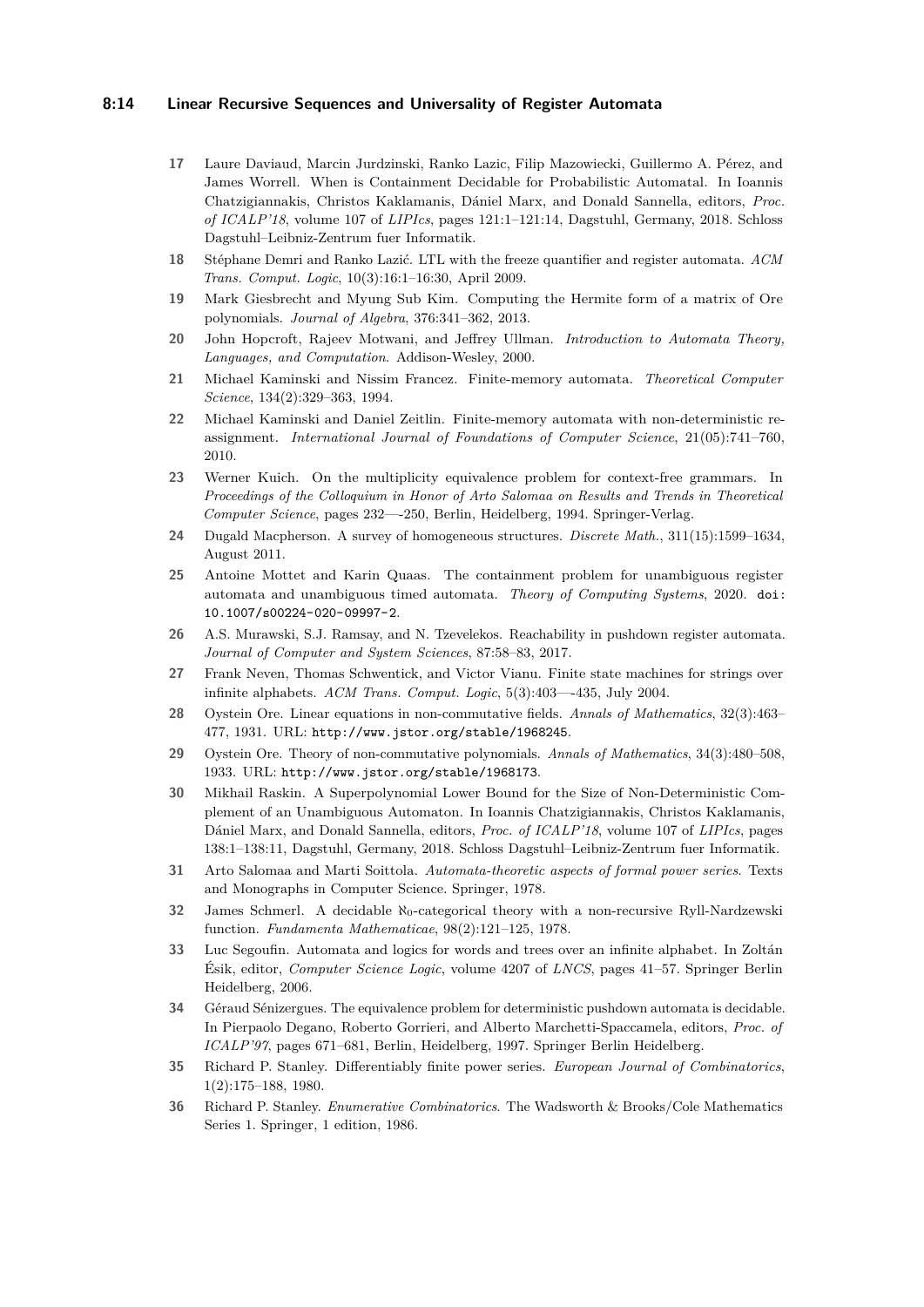17. Laure Daviaud, Marcin Jurdzinski, Ranko Lazic, Filip Mazowiecki, Guillermo A. Pérez, and James Worrell. When is Containment Decidable for Probabilistic Automata?. In Ioannis Chatzigiannakis, Christos Kaklamanis, Dániel Marx, and Donald Sannella, editors, *Proc. of ICALP'18*, volume 107 of *LIPIcs*, pages 121:1–121:14, Dagstuhl, Germany, 2018. Schloss Dagstuhl–Leibniz-Zentrum fuer Informatik.
18. Stéphane Demri and Ranko Lazić. LTL with the freeze quantifier and register automata. *ACM Trans. Comput. Logic*, 10(3):16:1–16:30, April 2009.
19. Mark Giesbrecht and Myung Sub Kim. Computing the Hermite form of a matrix of Ore polynomials. *Journal of Algebra*, 376:341–362, 2013.
20. John Hopcroft, Rajeev Motwani, and Jeffrey Ullman. *Introduction to Automata Theory, Languages, and Computation*. Addison-Wesley, 2000.
21. Michael Kaminski and Nissim Francez. Finite-memory automata. *Theoretical Computer Science*, 134(2):329–363, 1994.
22. Michael Kaminski and Daniel Zeitlin. Finite-memory automata with non-deterministic reassignment. *International Journal of Foundations of Computer Science*, 21(05):741–760, 2010.
23. Werner Kuich. On the multiplicity equivalence problem for context-free grammars. In *Proceedings of the Colloquium in Honor of Arto Salomaa on Results and Trends in Theoretical Computer Science*, pages 232—-250, Berlin, Heidelberg, 1994. Springer-Verlag.
24. Dugald Macpherson. A survey of homogeneous structures. *Discrete Math.*, 311(15):1599–1634, August 2011.
25. Antoine Mottet and Karin Quaas. The containment problem for unambiguous register automata and unambiguous timed automata. *Theory of Computing Systems*, 2020. `doi:10.1007/s00224-020-09997-2`.
26. A.S. Murawski, S.J. Ramsay, and N. Tzevelekos. Reachability in pushdown register automata. *Journal of Computer and System Sciences*, 87:58–83, 2017.
27. Frank Neven, Thomas Schwentick, and Victor Vianu. Finite state machines for strings over infinite alphabets. *ACM Trans. Comput. Logic*, 5(3):403—-435, July 2004.
28. Oystein Ore. Linear equations in non-commutative fields. *Annals of Mathematics*, 32(3):463–477, 1931. URL: `http://www.jstor.org/stable/1968245`.
29. Oystein Ore. Theory of non-commutative polynomials. *Annals of Mathematics*, 34(3):480–508, 1933. URL: `http://www.jstor.org/stable/1968173`.
30. Mikhail Raskin. A Superpolynomial Lower Bound for the Size of Non-Deterministic Complement of an Unambiguous Automaton. In Ioannis Chatzigiannakis, Christos Kaklamanis, Dániel Marx, and Donald Sannella, editors, *Proc. of ICALP'18*, volume 107 of *LIPIcs*, pages 138:1–138:11, Dagstuhl, Germany, 2018. Schloss Dagstuhl–Leibniz-Zentrum fuer Informatik.
31. Arto Salomaa and Marti Soittola. *Automata-theoretic aspects of formal power series*. Texts and Monographs in Computer Science. Springer, 1978.
32. James Schmerl. A decidable $\aleph_0$-categorical theory with a non-recursive Ryll-Nardzewski function. *Fundamenta Mathematicae*, 98(2):121–125, 1978.
33. Luc Segoufin. Automata and logics for words and trees over an infinite alphabet. In Zoltán Ésik, editor, *Computer Science Logic*, volume 4207 of *LNCS*, pages 41–57. Springer Berlin Heidelberg, 2006.
34. Géraud Sénizergues. The equivalence problem for deterministic pushdown automata is decidable. In Pierpaolo Degano, Roberto Gorrieri, and Alberto Marchetti-Spaccamela, editors, *Proc. of ICALP'97*, pages 671–681, Berlin, Heidelberg, 1997. Springer Berlin Heidelberg.
35. Richard P. Stanley. Differentiably finite power series. *European Journal of Combinatorics*, 1(2):175–188, 1980.
36. Richard P. Stanley. *Enumerative Combinatorics*. The Wadsworth & Brooks/Cole Mathematics Series 1. Springer, 1 edition, 1986.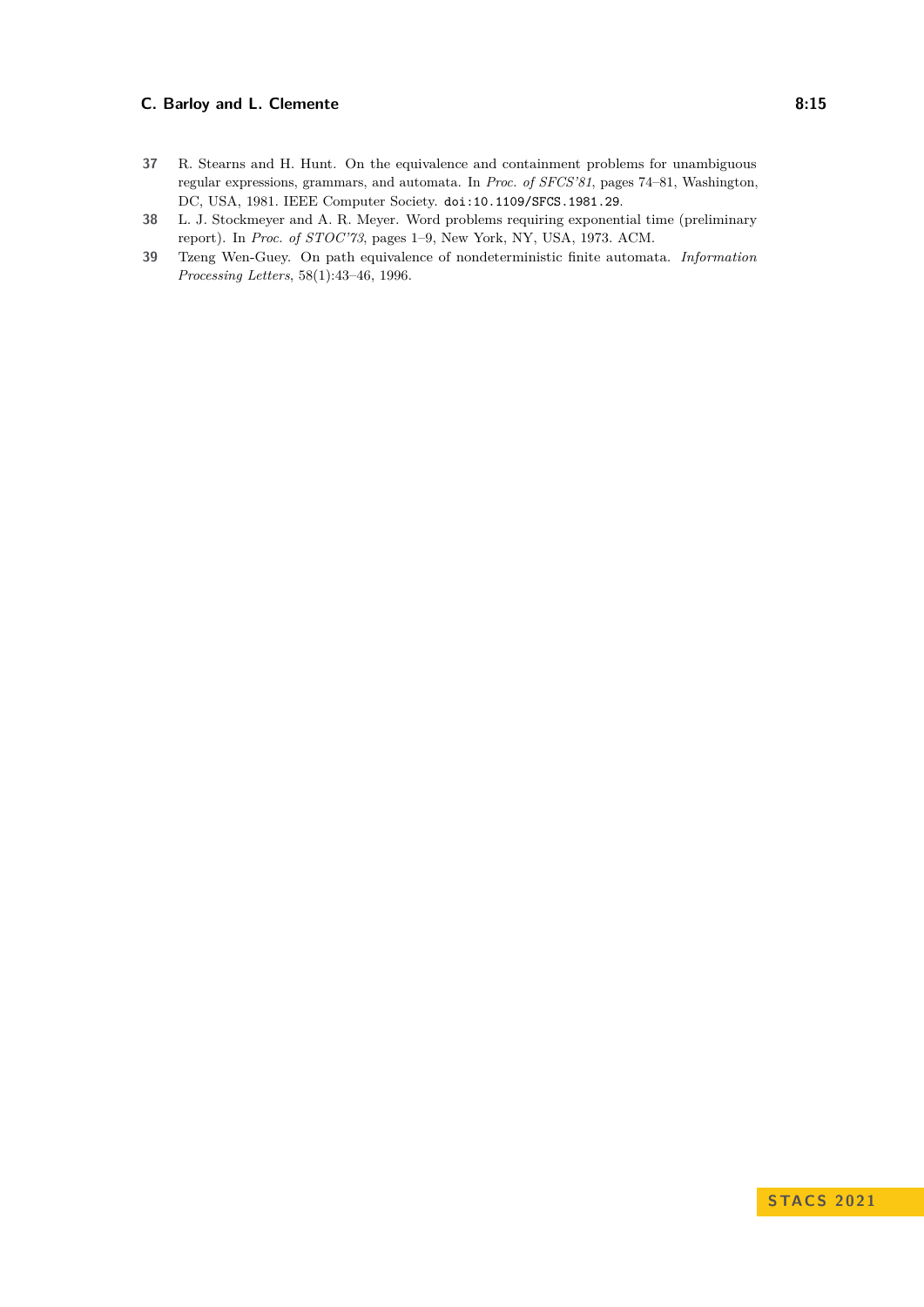37 R. Stearns and H. Hunt. On the equivalence and containment problems for unambiguous regular expressions, grammars, and automata. In *Proc. of SFCS'81*, pages 74–81, Washington, DC, USA, 1981. IEEE Computer Society. doi:10.1109/SFCS.1981.29.

38 L. J. Stockmeyer and A. R. Meyer. Word problems requiring exponential time (preliminary report). In *Proc. of STOC'73*, pages 1–9, New York, NY, USA, 1973. ACM.

39 Tzeng Wen-Guey. On path equivalence of nondeterministic finite automata. *Information Processing Letters*, 58(1):43–46, 1996.